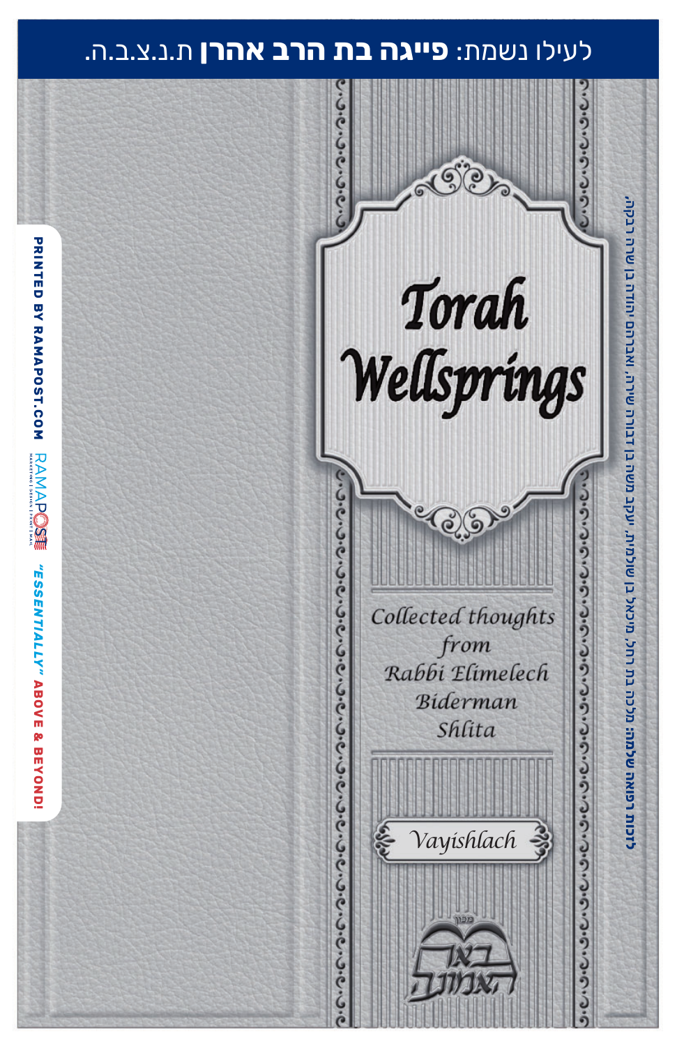לעילו נשמת: **פייגה בת הרב אהרן** ת.נ.צ.ב.ה.

# Torah Wellsprings

Collected thoughts from Rabbi Elimelech Biderman Shlita

Vayishlach

מכון באר האמונה

**לזכות רפואה שלמה:** מלכה בת רחל, מיכאל בן שולמית, יעקב משה בן דבורה שיה, ר' אברהם יהודה בן שרה רבקה

PRINTED BY RAMAPOST.COM

RAMAPOST

"ESSENTIALLY" ABOVE & BEYOND!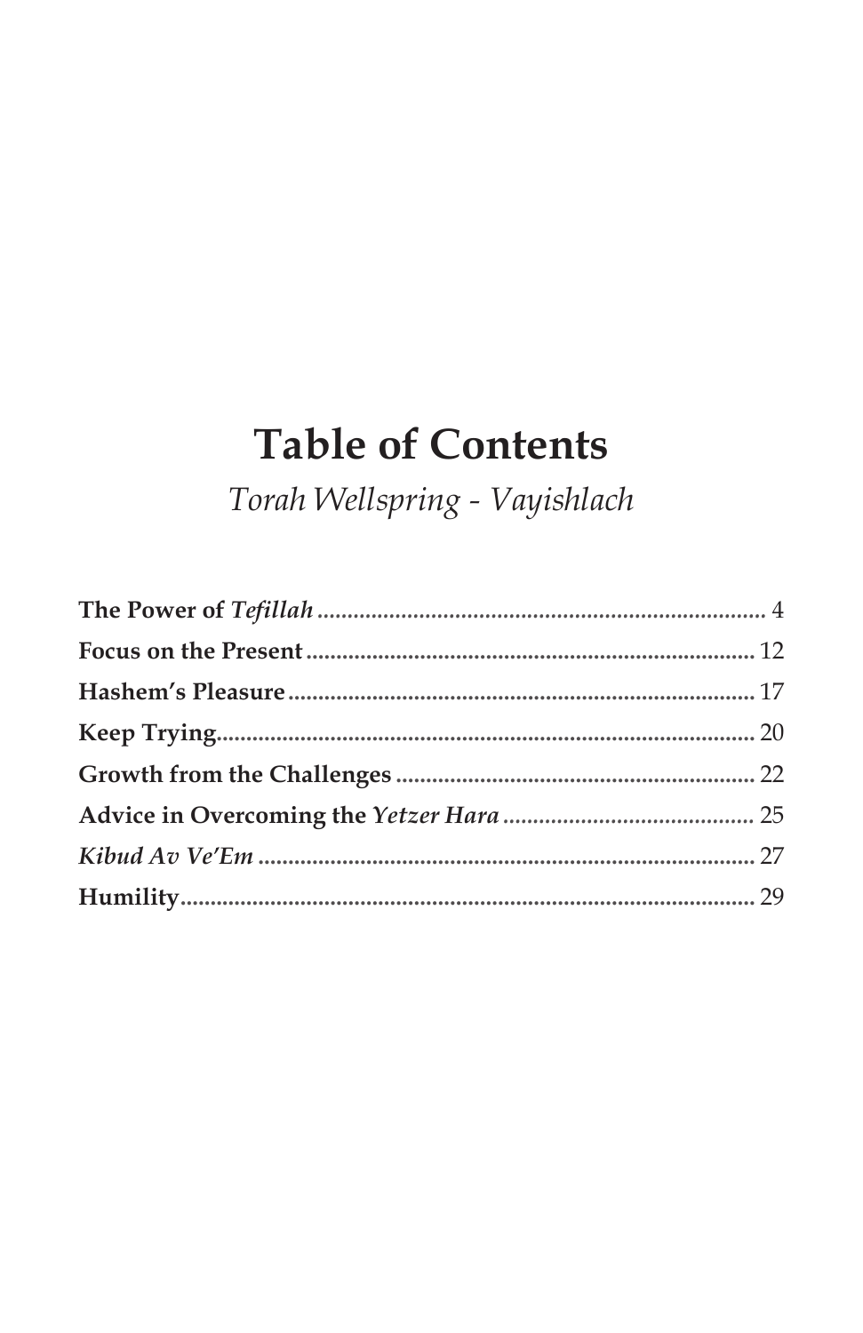# Table of Contents

*Torah Wellspring - Vayishlach*

**The Power of *Tefillah*** .......... 4
**Focus on the Present** .......... 12
**Hashem's Pleasure** .......... 17
**Keep Trying** .......... 20
**Growth from the Challenges** .......... 22
**Advice in Overcoming the *Yetzer Hara*** .......... 25
***Kibud Av Ve'Em*** .......... 27
**Humility** .......... 29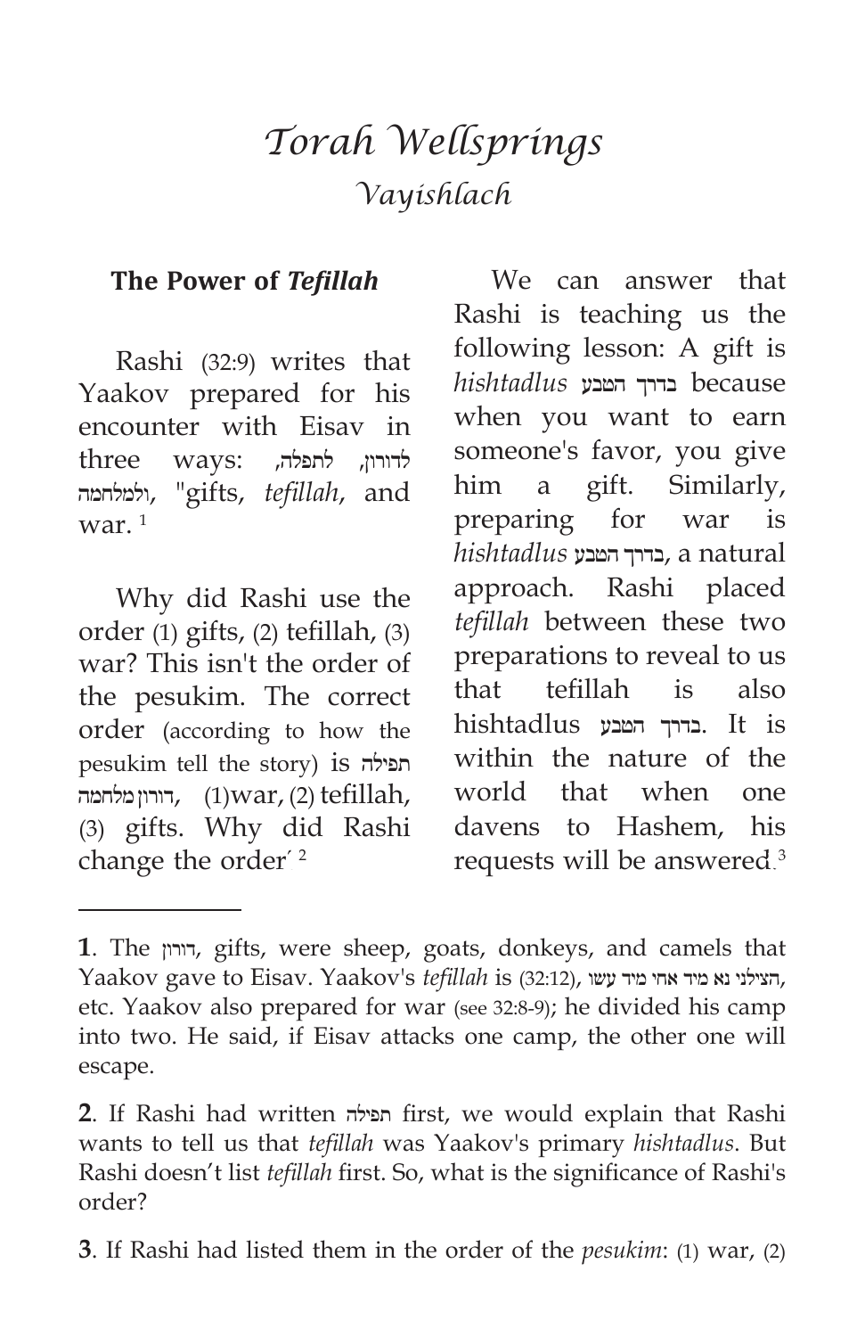# *Torah Wellsprings*

## *Vayishlach*

### The Power of *Tefillah*

Rashi (32:9) writes that Yaakov prepared for his encounter with Eisav in three ways: לדורון, לתפלה, ולמלחמה, "gifts, *tefillah*, and war. [1]

Why did Rashi use the order (1) gifts, (2) tefillah, (3) war? This isn't the order of the pesukim. The correct order (according to how the pesukim tell the story) is תפילה דורון מלחמה, (1)war, (2) tefillah, (3) gifts. Why did Rashi change the order? [2]

We can answer that Rashi is teaching us the following lesson: A gift is *hishtadlus* בדרך הטבע because when you want to earn someone's favor, you give him a gift. Similarly, preparing for war is *hishtadlus* בדרך הטבע, a natural approach. Rashi placed *tefillah* between these two preparations to reveal to us that tefillah is also hishtadlus בדרך הטבע. It is within the nature of the world that when one davens to Hashem, his requests will be answered.[3]

---

**1**. The דורון, gifts, were sheep, goats, donkeys, and camels that Yaakov gave to Eisav. Yaakov's *tefillah* is (32:12), הצילני נא מיד אחי מיד עשו, etc. Yaakov also prepared for war (see 32:8-9); he divided his camp into two. He said, if Eisav attacks one camp, the other one will escape.

**2**. If Rashi had written תפילה first, we would explain that Rashi wants to tell us that *tefillah* was Yaakov's primary *hishtadlus*. But Rashi doesn't list *tefillah* first. So, what is the significance of Rashi's order?

**3**. If Rashi had listed them in the order of the *pesukim*: (1) war, (2)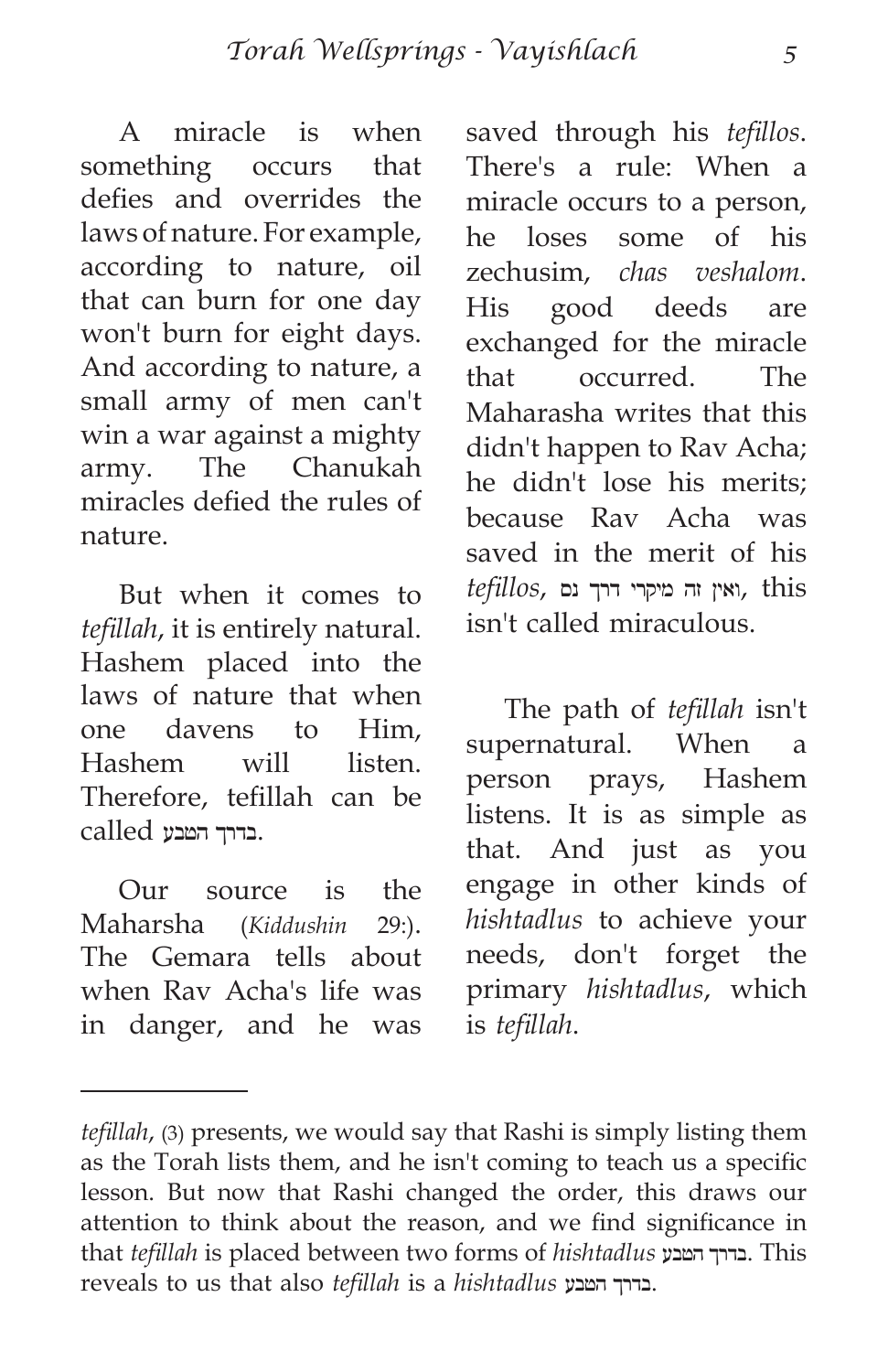A miracle is when something occurs that defies and overrides the laws of nature. For example, according to nature, oil that can burn for one day won't burn for eight days. And according to nature, a small army of men can't win a war against a mighty army. The Chanukah miracles defied the rules of nature.

But when it comes to *tefillah*, it is entirely natural. Hashem placed into the laws of nature that when one davens to Him, Hashem will listen. Therefore, tefillah can be called בדרך הטבע.

Our source is the Maharsha (*Kiddushin* 29:). The Gemara tells about when Rav Acha's life was in danger, and he was saved through his *tefillos*. There's a rule: When a miracle occurs to a person, he loses some of his zechusim, *chas veshalom*. His good deeds are exchanged for the miracle that occurred. The Maharasha writes that this didn't happen to Rav Acha; he didn't lose his merits; because Rav Acha was saved in the merit of his *tefillos*, ואין זה מיקרי דרך נס, this isn't called miraculous.

The path of *tefillah* isn't supernatural. When a person prays, Hashem listens. It is as simple as that. And just as you engage in other kinds of *hishtadlus* to achieve your needs, don't forget the primary *hishtadlus*, which is *tefillah*.

---

*tefillah*, (3) presents, we would say that Rashi is simply listing them as the Torah lists them, and he isn't coming to teach us a specific lesson. But now that Rashi changed the order, this draws our attention to think about the reason, and we find significance in that *tefillah* is placed between two forms of *hishtadlus* בדרך הטבע. This reveals to us that also *tefillah* is a *hishtadlus* בדרך הטבע.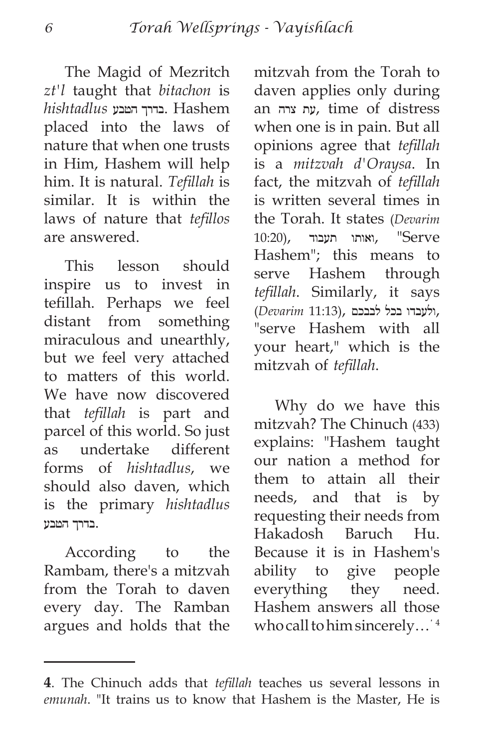The Magid of Mezritch *zt'l* taught that *bitachon* is *hishtadlus* בדרך הטבע. Hashem placed into the laws of nature that when one trusts in Him, Hashem will help him. It is natural. *Tefillah* is similar. It is within the laws of nature that *tefillos* are answered.

This lesson should inspire us to invest in tefillah. Perhaps we feel distant from something miraculous and unearthly, but we feel very attached to matters of this world. We have now discovered that *tefillah* is part and parcel of this world. So just as undertake different forms of *hishtadlus*, we should also daven, which is the primary *hishtadlus* בדרך הטבע.

According to the Rambam, there's a mitzvah from the Torah to daven every day. The Ramban argues and holds that the mitzvah from the Torah to daven applies only during an עת צרה, time of distress when one is in pain. But all opinions agree that *tefillah* is a *mitzvah d'Oraysa*. In fact, the mitzvah of *tefillah* is written several times in the Torah. It states (*Devarim* 10:20), ואותו תעבוד, "Serve Hashem"; this means to serve Hashem through *tefillah*. Similarly, it says (*Devarim* 11:13), ולעבדו בכל לבבכם, "serve Hashem with all your heart," which is the mitzvah of *tefillah*.

Why do we have this mitzvah? The Chinuch (433) explains: "Hashem taught our nation a method for them to attain all their needs, and that is by requesting their needs from Hakadosh Baruch Hu. Because it is in Hashem's ability to give people everything they need. Hashem answers all those who call to him sincerely…'[4]

---

**4**. The Chinuch adds that *tefillah* teaches us several lessons in *emunah*. "It trains us to know that Hashem is the Master, He is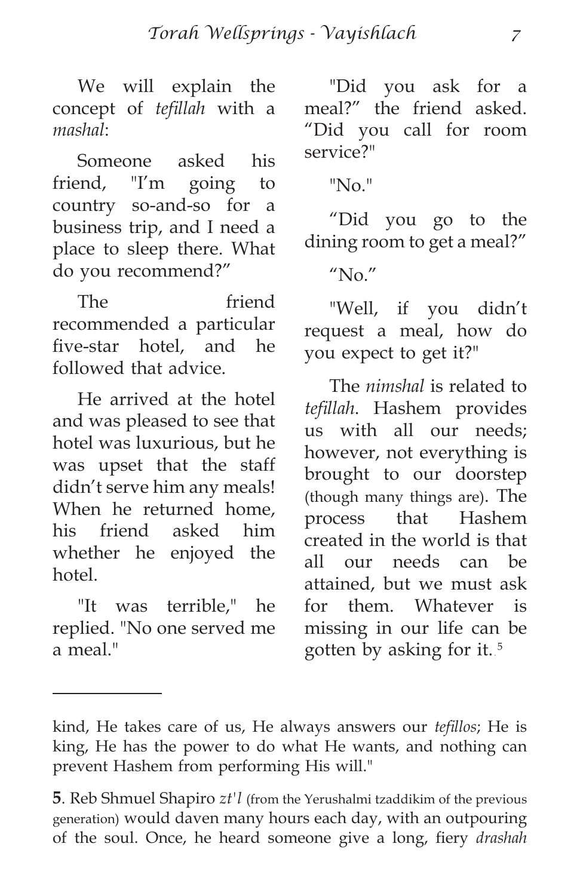We will explain the concept of *tefillah* with a *mashal*:

Someone asked his friend, "I'm going to country so-and-so for a business trip, and I need a place to sleep there. What do you recommend?"

The friend recommended a particular five-star hotel, and he followed that advice.

He arrived at the hotel and was pleased to see that hotel was luxurious, but he was upset that the staff didn't serve him any meals! When he returned home, his friend asked him whether he enjoyed the hotel.

"It was terrible," he replied. "No one served me a meal."

"Did you ask for a meal?" the friend asked. "Did you call for room service?"

"No."

"Did you go to the dining room to get a meal?"

"No."

"Well, if you didn't request a meal, how do you expect to get it?"

The *nimshal* is related to *tefillah*. Hashem provides us with all our needs; however, not everything is brought to our doorstep (though many things are). The process that Hashem created in the world is that all our needs can be attained, but we must ask for them. Whatever is missing in our life can be gotten by asking for it.[5]

---

kind, He takes care of us, He always answers our *tefillos*; He is king, He has the power to do what He wants, and nothing can prevent Hashem from performing His will."

**5**. Reb Shmuel Shapiro *zt'l* (from the Yerushalmi tzaddikim of the previous generation) would daven many hours each day, with an outpouring of the soul. Once, he heard someone give a long, fiery *drashah*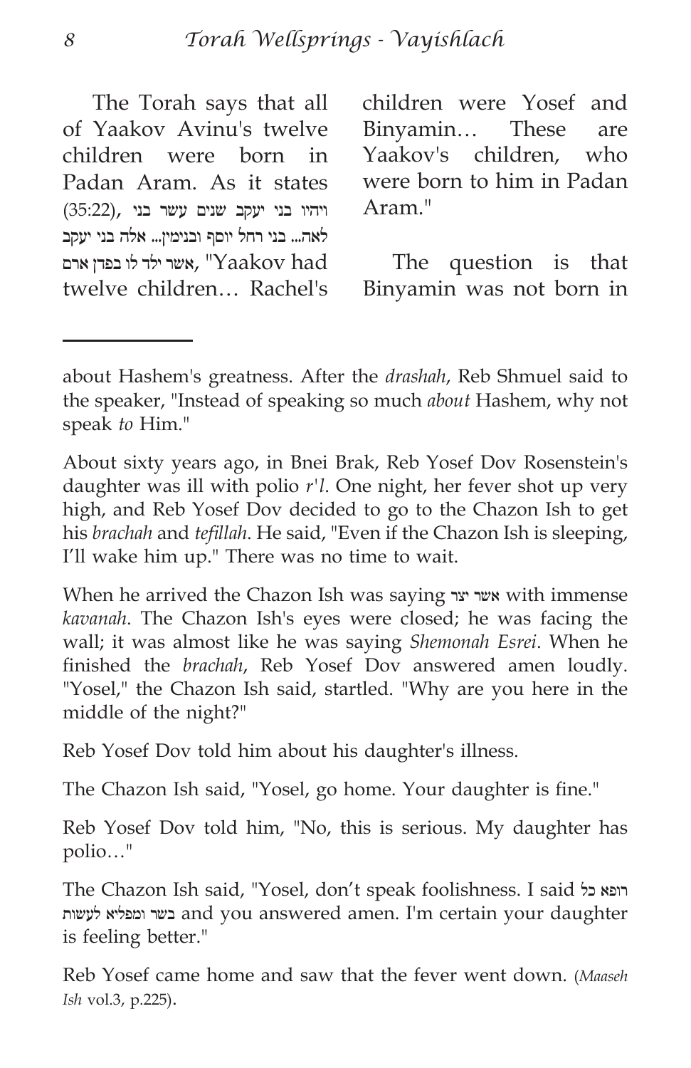The Torah says that all of Yaakov Avinu's twelve children were born in Padan Aram. As it states (35:22), ויהיו בני יעקב שנים עשר בני לאה... בני רחל יוסף ובנימין... אלה בני יעקב אשר ילד לו בפדן ארם, "Yaakov had twelve children… Rachel's children were Yosef and Binyamin… These are Yaakov's children, who were born to him in Padan Aram."

The question is that Binyamin was not born in

---

about Hashem's greatness. After the *drashah*, Reb Shmuel said to the speaker, "Instead of speaking so much *about* Hashem, why not speak *to* Him."

About sixty years ago, in Bnei Brak, Reb Yosef Dov Rosenstein's daughter was ill with polio *r'l*. One night, her fever shot up very high, and Reb Yosef Dov decided to go to the Chazon Ish to get his *brachah* and *tefillah*. He said, "Even if the Chazon Ish is sleeping, I'll wake him up." There was no time to wait.

When he arrived the Chazon Ish was saying אשר יצר with immense *kavanah*. The Chazon Ish's eyes were closed; he was facing the wall; it was almost like he was saying *Shemonah Esrei*. When he finished the *brachah*, Reb Yosef Dov answered amen loudly. "Yosel," the Chazon Ish said, startled. "Why are you here in the middle of the night?"

Reb Yosef Dov told him about his daughter's illness.

The Chazon Ish said, "Yosel, go home. Your daughter is fine."

Reb Yosef Dov told him, "No, this is serious. My daughter has polio…"

The Chazon Ish said, "Yosel, don't speak foolishness. I said רופא כל בשר ומפליא לעשות and you answered amen. I'm certain your daughter is feeling better."

Reb Yosef came home and saw that the fever went down. (*Maaseh Ish* vol.3, p.225).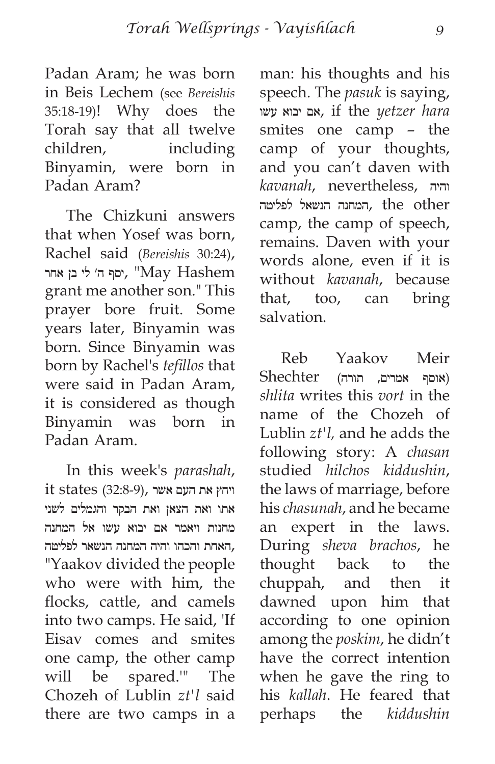Padan Aram; he was born in Beis Lechem (see *Bereishis* 35:18-19)! Why does the Torah say that all twelve children, including Binyamin, were born in Padan Aram?

The Chizkuni answers that when Yosef was born, Rachel said (*Bereishis* 30:24), יסף ה' לי בן אחר, "May Hashem grant me another son." This prayer bore fruit. Some years later, Binyamin was born. Since Binyamin was born by Rachel's *tefillos* that were said in Padan Aram, it is considered as though Binyamin was born in Padan Aram.

In this week's *parashah*, it states (32:8-9), ויחץ את העם אשר אתו ואת הצאן ואת הבקר והגמלים לשני מחנות ויאמר אם יבוא עשו אל המחנה האחת והכהו והיה המחנה הנשאר לפליטה, "Yaakov divided the people who were with him, the flocks, cattle, and camels into two camps. He said, 'If Eisav comes and smites one camp, the other camp will be spared.'" The Chozeh of Lublin *zt'l* said there are two camps in a man: his thoughts and his speech. The *pasuk* is saying, אם יבוא עשו, if the *yetzer hara* smites one camp – the camp of your thoughts, and you can't daven with *kavanah*, nevertheless, והיה המחנה הנשאל לפליטה, the other camp, the camp of speech, remains. Daven with your words alone, even if it is without *kavanah*, because that, too, can bring salvation.

Reb Yaakov Meir Shechter (אוסף אמרים, תורה) *shlita* writes this *vort* in the name of the Chozeh of Lublin *zt'l*, and he adds the following story: A *chasan* studied *hilchos kiddushin*, the laws of marriage, before his *chasunah*, and he became an expert in the laws. During *sheva brachos*, he thought back to the chuppah, and then it dawned upon him that according to one opinion among the *poskim*, he didn't have the correct intention when he gave the ring to his *kallah*. He feared that perhaps the *kiddushin*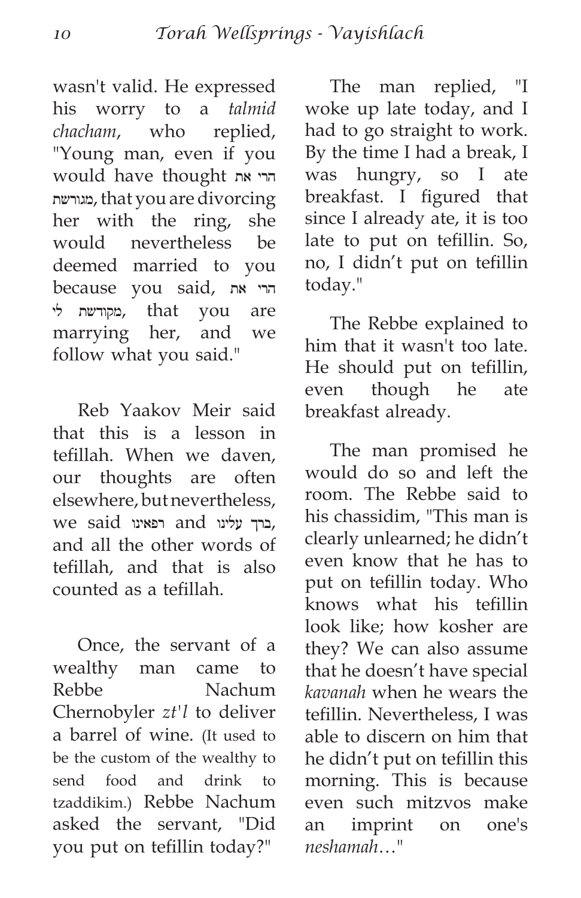wasn't valid. He expressed his worry to a *talmid chacham*, who replied, "Young man, even if you would have thought הרי את מגורשת, that you are divorcing her with the ring, she would nevertheless be deemed married to you because you said, הרי את מקודשת לי, that you are marrying her, and we follow what you said."

Reb Yaakov Meir said that this is a lesson in tefillah. When we daven, our thoughts are often elsewhere, but nevertheless, we said רפאינו and ברך עלינו, and all the other words of tefillah, and that is also counted as a tefillah.

Once, the servant of a wealthy man came to Rebbe Nachum Chernobyler *zt'l* to deliver a barrel of wine. (It used to be the custom of the wealthy to send food and drink to tzaddikim.) Rebbe Nachum asked the servant, "Did you put on tefillin today?"

The man replied, "I woke up late today, and I had to go straight to work. By the time I had a break, I was hungry, so I ate breakfast. I figured that since I already ate, it is too late to put on tefillin. So, no, I didn't put on tefillin today."

The Rebbe explained to him that it wasn't too late. He should put on tefillin, even though he ate breakfast already.

The man promised he would do so and left the room. The Rebbe said to his chassidim, "This man is clearly unlearned; he didn't even know that he has to put on tefillin today. Who knows what his tefillin look like; how kosher are they? We can also assume that he doesn't have special *kavanah* when he wears the tefillin. Nevertheless, I was able to discern on him that he didn't put on tefillin this morning. This is because even such mitzvos make an imprint on one's *neshamah*…"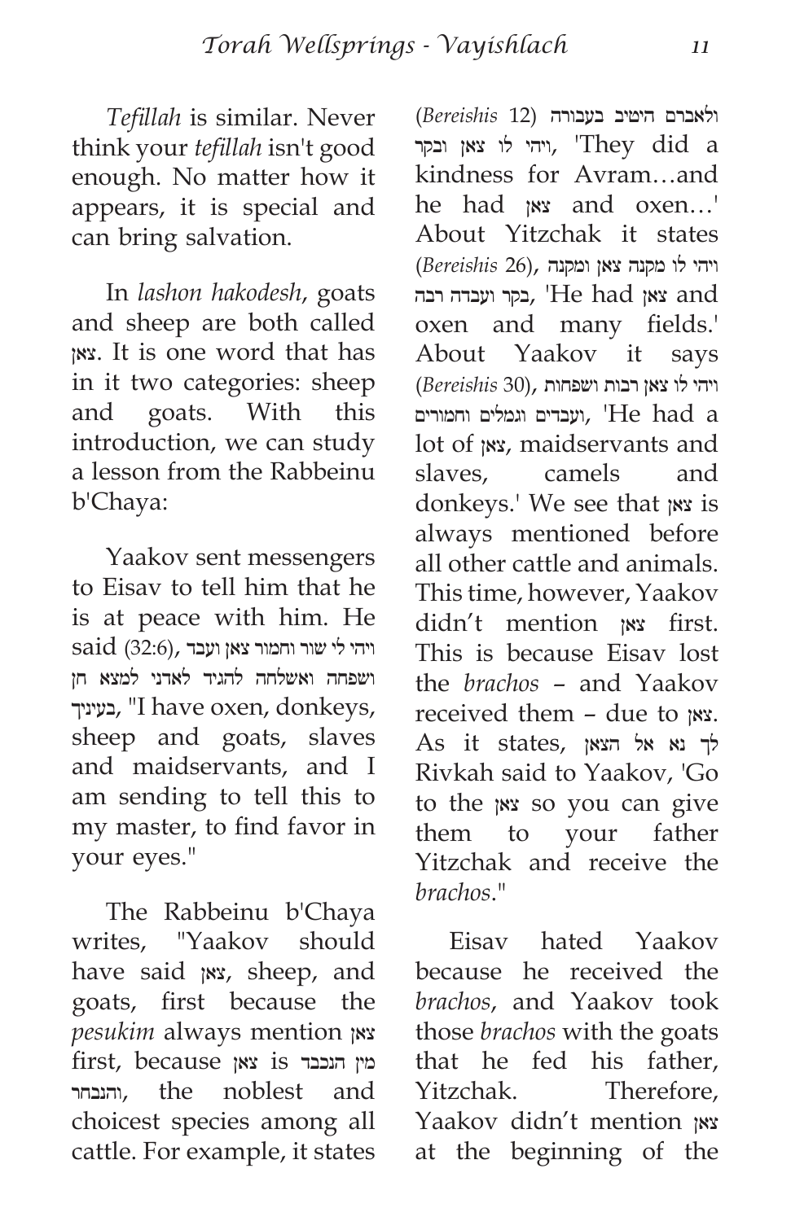*Tefillah* is similar. Never think your *tefillah* isn't good enough. No matter how it appears, it is special and can bring salvation.

In *lashon hakodesh*, goats and sheep are both called צאן. It is one word that has in it two categories: sheep and goats. With this introduction, we can study a lesson from the Rabbeinu b'Chaya:

Yaakov sent messengers to Eisav to tell him that he is at peace with him. He said (32:6), ויהי לי שור וחמור צאן ועבד ושפחה ואשלחה להגיד לאדני למצא חן בעיניך, "I have oxen, donkeys, sheep and goats, slaves and maidservants, and I am sending to tell this to my master, to find favor in your eyes."

The Rabbeinu b'Chaya writes, "Yaakov should have said צאן, sheep, and goats, first because the *pesukim* always mention צאן first, because צאן is מין הנכבד והנבחר, the noblest and choicest species among all cattle. For example, it states (*Bereishis* 12) ולאברם היטיב בעבורה ויהי לו צאן ובקר, 'They did a kindness for Avram…and he had צאן and oxen…' About Yitzchak it states (*Bereishis* 26), ויהי לו מקנה צאן ומקנה בקר ועבדה רבה, 'He had צאן and oxen and many fields.' About Yaakov it says (*Bereishis* 30), ויהי לו צאן רבות ושפחות ועבדים וגמלים וחמורים, 'He had a lot of צאן, maidservants and slaves, camels and donkeys.' We see that צאן is always mentioned before all other cattle and animals. This time, however, Yaakov didn't mention צאן first. This is because Eisav lost the *brachos* – and Yaakov received them – due to צאן. As it states, לך נא אל הצאן Rivkah said to Yaakov, 'Go to the צאן so you can give them to your father Yitzchak and receive the *brachos*."

Eisav hated Yaakov because he received the *brachos*, and Yaakov took those *brachos* with the goats that he fed his father, Yitzchak. Therefore, Yaakov didn't mention צאן at the beginning of the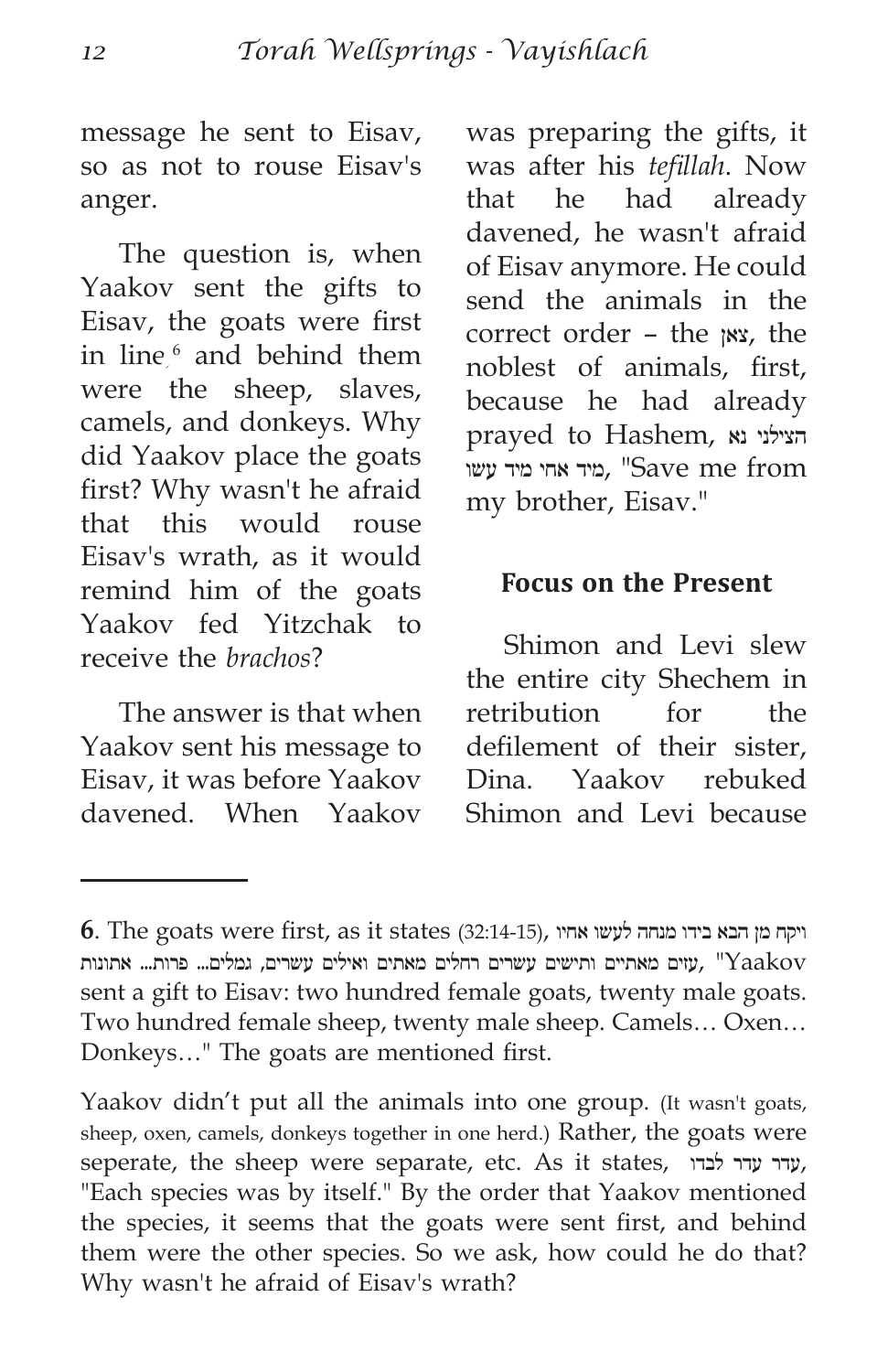message he sent to Eisav, so as not to rouse Eisav's anger.

The question is, when Yaakov sent the gifts to Eisav, the goats were first in line,[6] and behind them were the sheep, slaves, camels, and donkeys. Why did Yaakov place the goats first? Why wasn't he afraid that this would rouse Eisav's wrath, as it would remind him of the goats Yaakov fed Yitzchak to receive the *brachos*?

The answer is that when Yaakov sent his message to Eisav, it was before Yaakov davened. When Yaakov was preparing the gifts, it was after his *tefillah*. Now that he had already davened, he wasn't afraid of Eisav anymore. He could send the animals in the correct order – the צאן, the noblest of animals, first, because he had already prayed to Hashem, הצילני נא מיד אחי מיד עשו, "Save me from my brother, Eisav."

### Focus on the Present

Shimon and Levi slew the entire city Shechem in retribution for the defilement of their sister, Dina. Yaakov rebuked Shimon and Levi because

---

**6**. The goats were first, as it states (32:14-15), ויקח מן הבא בידו מנחה לעשו אחיו, עזים מאתיים ותישים עשרים רחלים מאתים ואילים עשרים, גמלים... פרות... אתונות, "Yaakov sent a gift to Eisav: two hundred female goats, twenty male goats. Two hundred female sheep, twenty male sheep. Camels… Oxen… Donkeys…" The goats are mentioned first.

Yaakov didn't put all the animals into one group. (It wasn't goats, sheep, oxen, camels, donkeys together in one herd.) Rather, the goats were seperate, the sheep were separate, etc. As it states, עדר עדר לבדו, "Each species was by itself." By the order that Yaakov mentioned the species, it seems that the goats were sent first, and behind them were the other species. So we ask, how could he do that? Why wasn't he afraid of Eisav's wrath?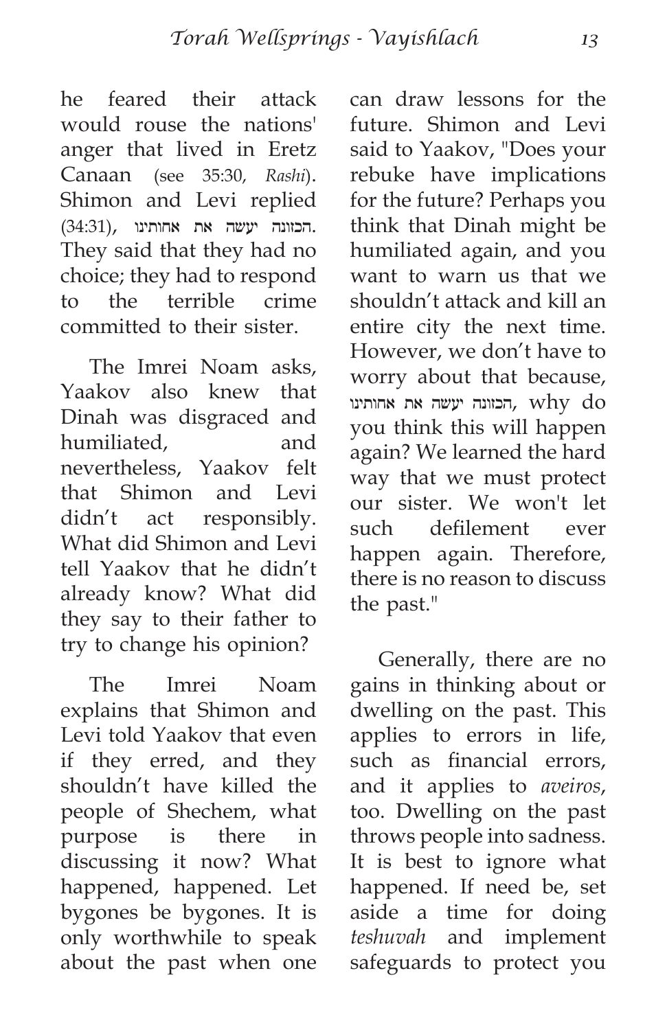he feared their attack would rouse the nations' anger that lived in Eretz Canaan (see 35:30, *Rashi*). Shimon and Levi replied (34:31), הכזונה יעשה את אחותינו. They said that they had no choice; they had to respond to the terrible crime committed to their sister.

The Imrei Noam asks, Yaakov also knew that Dinah was disgraced and humiliated, and nevertheless, Yaakov felt that Shimon and Levi didn't act responsibly. What did Shimon and Levi tell Yaakov that he didn't already know? What did they say to their father to try to change his opinion?

The Imrei Noam explains that Shimon and Levi told Yaakov that even if they erred, and they shouldn't have killed the people of Shechem, what purpose is there in discussing it now? What happened, happened. Let bygones be bygones. It is only worthwhile to speak about the past when one can draw lessons for the future. Shimon and Levi said to Yaakov, "Does your rebuke have implications for the future? Perhaps you think that Dinah might be humiliated again, and you want to warn us that we shouldn't attack and kill an entire city the next time. However, we don't have to worry about that because, הכזונה יעשה את אחותינו, why do you think this will happen again? We learned the hard way that we must protect our sister. We won't let such defilement ever happen again. Therefore, there is no reason to discuss the past."

Generally, there are no gains in thinking about or dwelling on the past. This applies to errors in life, such as financial errors, and it applies to *aveiros*, too. Dwelling on the past throws people into sadness. It is best to ignore what happened. If need be, set aside a time for doing *teshuvah* and implement safeguards to protect you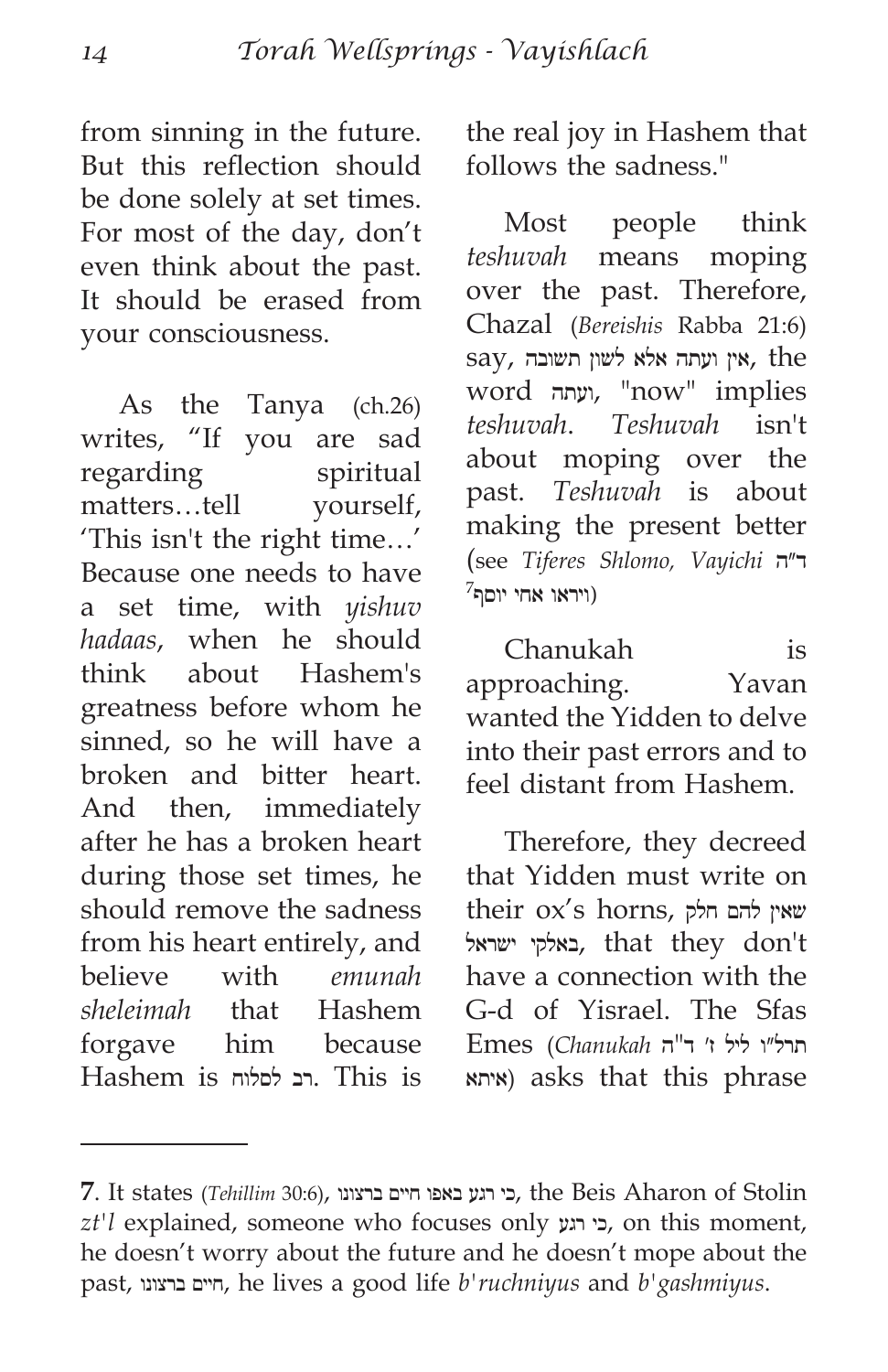from sinning in the future. But this reflection should be done solely at set times. For most of the day, don't even think about the past. It should be erased from your consciousness.

As the Tanya (ch.26) writes, "If you are sad regarding spiritual matters…tell yourself, 'This isn't the right time…' Because one needs to have a set time, with *yishuv hadaas*, when he should think about Hashem's greatness before whom he sinned, so he will have a broken and bitter heart. And then, immediately after he has a broken heart during those set times, he should remove the sadness from his heart entirely, and believe with *emunah sheleimah* that Hashem forgave him because Hashem is רב לסלוח. This is the real joy in Hashem that follows the sadness."

Most people think *teshuvah* means moping over the past. Therefore, Chazal (*Bereishis* Rabba 21:6) say, אין ועתה אלא לשון תשובה, the word ועתה, "now" implies *teshuvah*. *Teshuvah* isn't about moping over the past. *Teshuvah* is about making the present better (see *Tiferes Shlomo, Vayichi* ד"ה ויראו אחי יוסף[7])

Chanukah is approaching. Yavan wanted the Yidden to delve into their past errors and to feel distant from Hashem.

Therefore, they decreed that Yidden must write on their ox's horns, שאין להם חלק באלקי ישראל, that they don't have a connection with the G-d of Yisrael. The Sfas Emes (*Chanukah* תרל"ו ליל ז' ד"ה איתא) asks that this phrase

---

7. It states (*Tehillim* 30:6), כי רגע באפו חיים ברצונו, the Beis Aharon of Stolin *zt'l* explained, someone who focuses only כי רגע, on this moment, he doesn't worry about the future and he doesn't mope about the past, חיים ברצונו, he lives a good life *b'ruchniyus* and *b'gashmiyus*.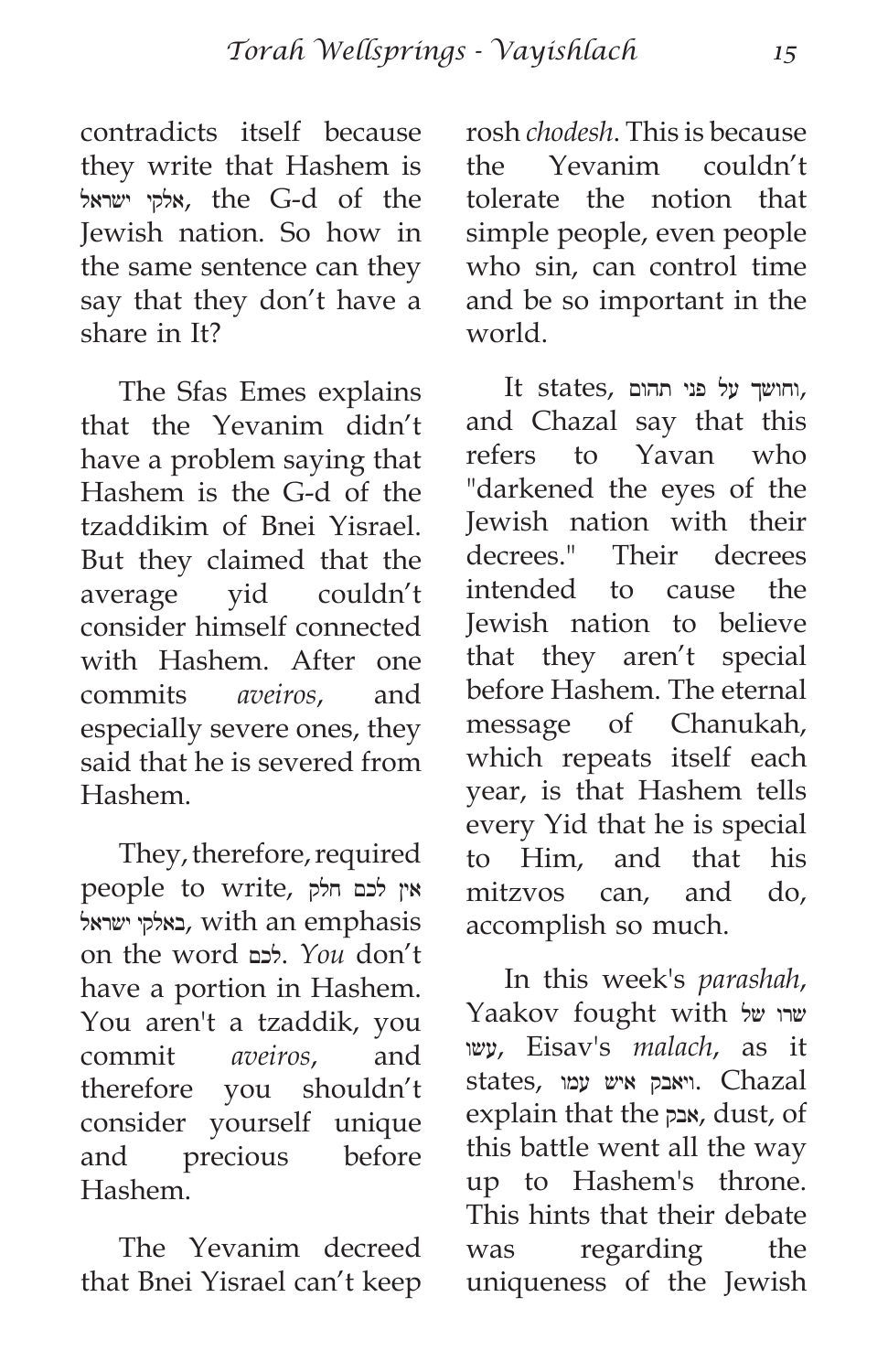contradicts itself because they write that Hashem is אלקי ישראל, the G-d of the Jewish nation. So how in the same sentence can they say that they don't have a share in It?

The Sfas Emes explains that the Yevanim didn't have a problem saying that Hashem is the G-d of the tzaddikim of Bnei Yisrael. But they claimed that the average yid couldn't consider himself connected with Hashem. After one commits *aveiros*, and especially severe ones, they said that he is severed from Hashem.

They, therefore, required people to write, אין לכם חלק באלקי ישראל, with an emphasis on the word לכם. *You* don't have a portion in Hashem. You aren't a tzaddik, you commit *aveiros*, and therefore you shouldn't consider yourself unique and precious before Hashem.

The Yevanim decreed that Bnei Yisrael can't keep rosh *chodesh*. This is because the Yevanim couldn't tolerate the notion that simple people, even people who sin, can control time and be so important in the world.

It states, וחושך על פני תהום, and Chazal say that this refers to Yavan who "darkened the eyes of the Jewish nation with their decrees." Their decrees intended to cause the Jewish nation to believe that they aren't special before Hashem. The eternal message of Chanukah, which repeats itself each year, is that Hashem tells every Yid that he is special to Him, and that his mitzvos can, and do, accomplish so much.

In this week's *parashah*, Yaakov fought with שרו של עשו, Eisav's *malach*, as it states, ויאבק איש עמו. Chazal explain that the אבק, dust, of this battle went all the way up to Hashem's throne. This hints that their debate was regarding the uniqueness of the Jewish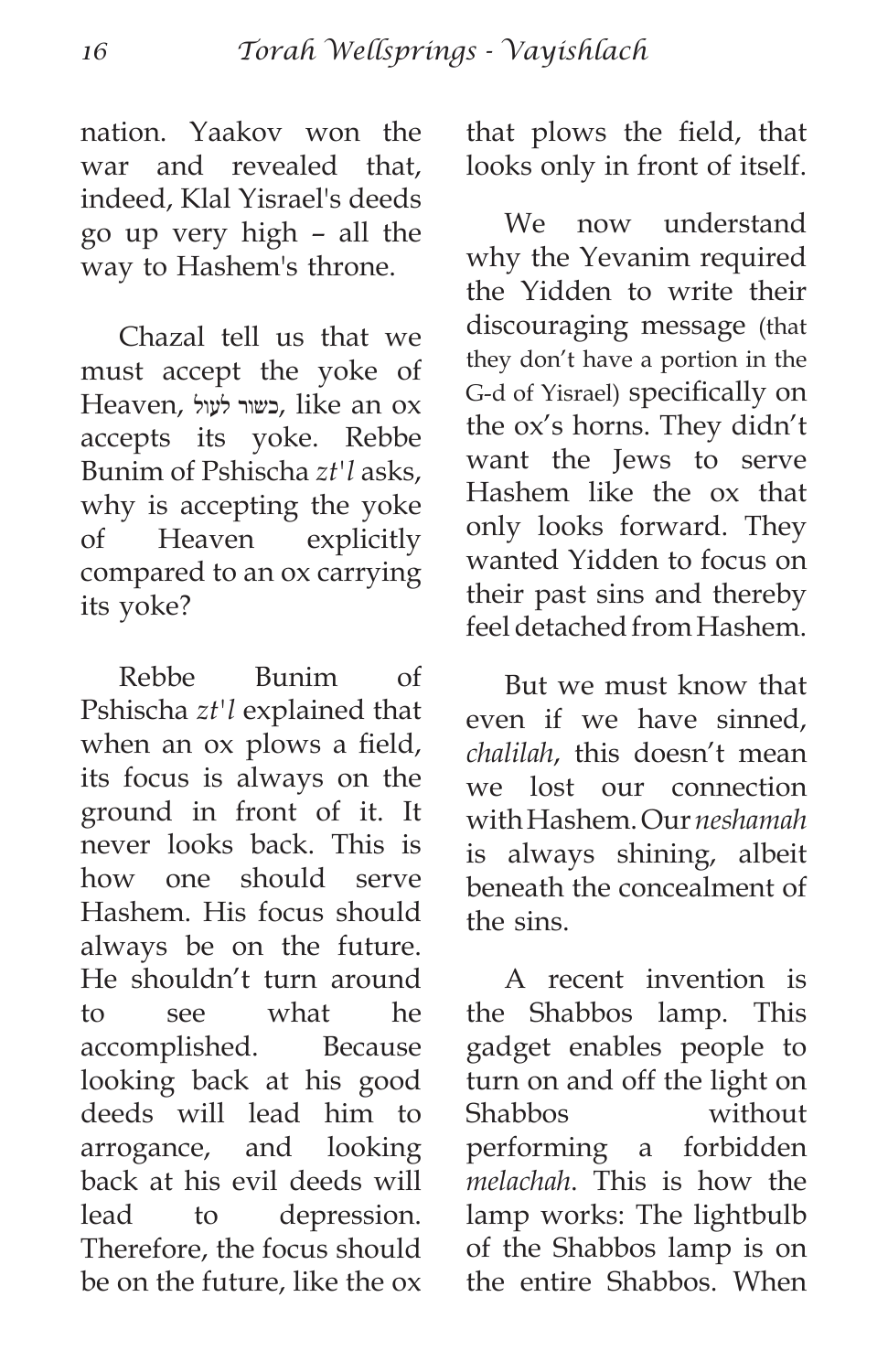nation. Yaakov won the war and revealed that, indeed, Klal Yisrael's deeds go up very high – all the way to Hashem's throne.

Chazal tell us that we must accept the yoke of Heaven, כשור לעול, like an ox accepts its yoke. Rebbe Bunim of Pshischa *zt'l* asks, why is accepting the yoke of Heaven explicitly compared to an ox carrying its yoke?

Rebbe Bunim of Pshischa *zt'l* explained that when an ox plows a field, its focus is always on the ground in front of it. It never looks back. This is how one should serve Hashem. His focus should always be on the future. He shouldn't turn around to see what he accomplished. Because looking back at his good deeds will lead him to arrogance, and looking back at his evil deeds will lead to depression. Therefore, the focus should be on the future, like the ox that plows the field, that looks only in front of itself.

We now understand why the Yevanim required the Yidden to write their discouraging message (that they don't have a portion in the G-d of Yisrael) specifically on the ox's horns. They didn't want the Jews to serve Hashem like the ox that only looks forward. They wanted Yidden to focus on their past sins and thereby feel detached from Hashem.

But we must know that even if we have sinned, *chalilah*, this doesn't mean we lost our connection with Hashem. Our *neshamah* is always shining, albeit beneath the concealment of the sins.

A recent invention is the Shabbos lamp. This gadget enables people to turn on and off the light on Shabbos without performing a forbidden *melachah*. This is how the lamp works: The lightbulb of the Shabbos lamp is on the entire Shabbos. When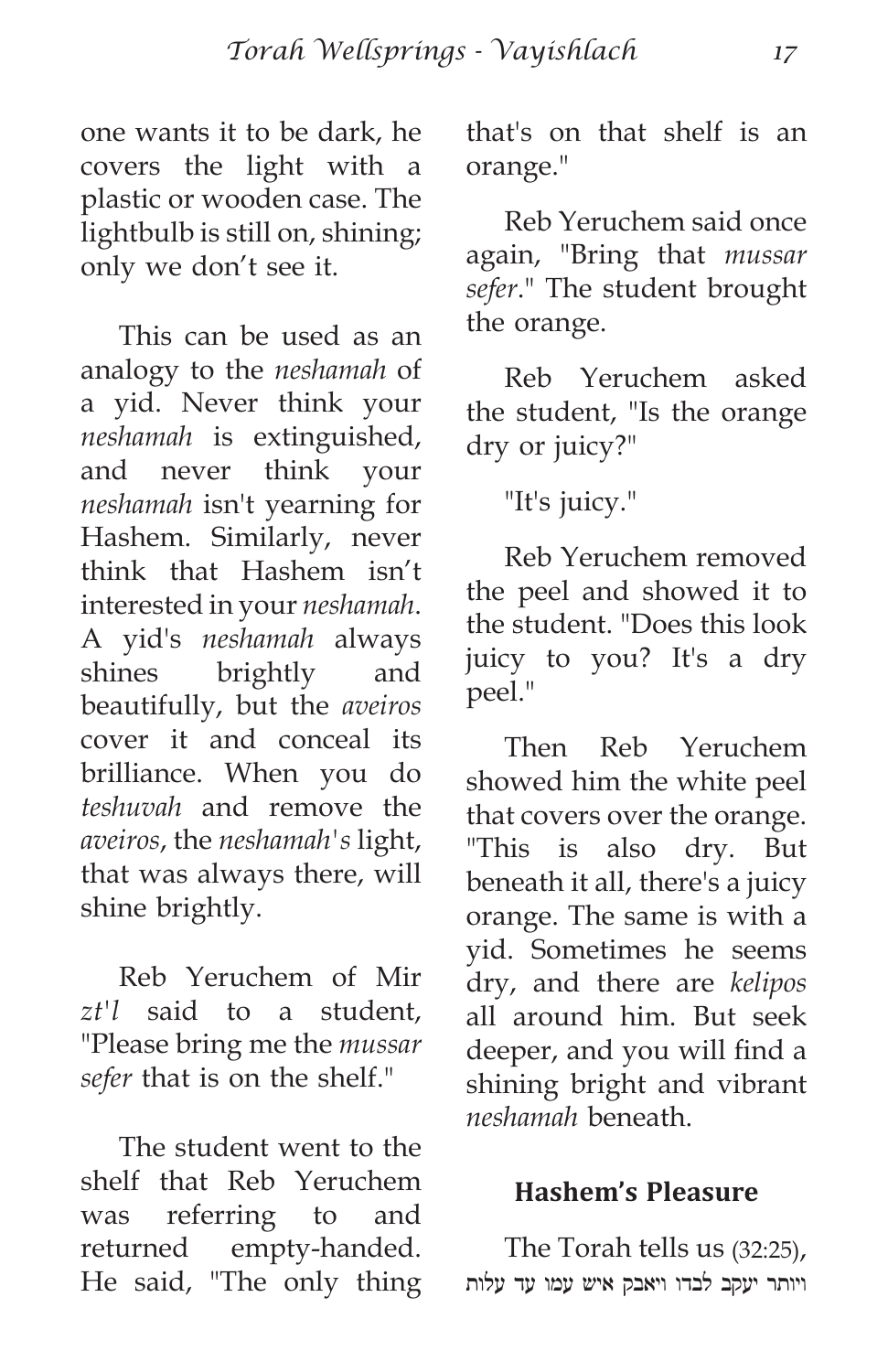one wants it to be dark, he covers the light with a plastic or wooden case. The lightbulb is still on, shining; only we don't see it.

This can be used as an analogy to the *neshamah* of a yid. Never think your *neshamah* is extinguished, and never think your *neshamah* isn't yearning for Hashem. Similarly, never think that Hashem isn't interested in your *neshamah*. A yid's *neshamah* always shines brightly and beautifully, but the *aveiros* cover it and conceal its brilliance. When you do *teshuvah* and remove the *aveiros*, the *neshamah's* light, that was always there, will shine brightly.

Reb Yeruchem of Mir *zt'l* said to a student, "Please bring me the *mussar sefer* that is on the shelf."

The student went to the shelf that Reb Yeruchem was referring to and returned empty-handed. He said, "The only thing that's on that shelf is an orange."

Reb Yeruchem said once again, "Bring that *mussar sefer*." The student brought the orange.

Reb Yeruchem asked the student, "Is the orange dry or juicy?"

"It's juicy."

Reb Yeruchem removed the peel and showed it to the student. "Does this look juicy to you? It's a dry peel."

Then Reb Yeruchem showed him the white peel that covers over the orange. "This is also dry. But beneath it all, there's a juicy orange. The same is with a yid. Sometimes he seems dry, and there are *kelipos* all around him. But seek deeper, and you will find a shining bright and vibrant *neshamah* beneath.

## Hashem's Pleasure

The Torah tells us (32:25), ויותר יעקב לבדו ויאבק איש עמו עד עלות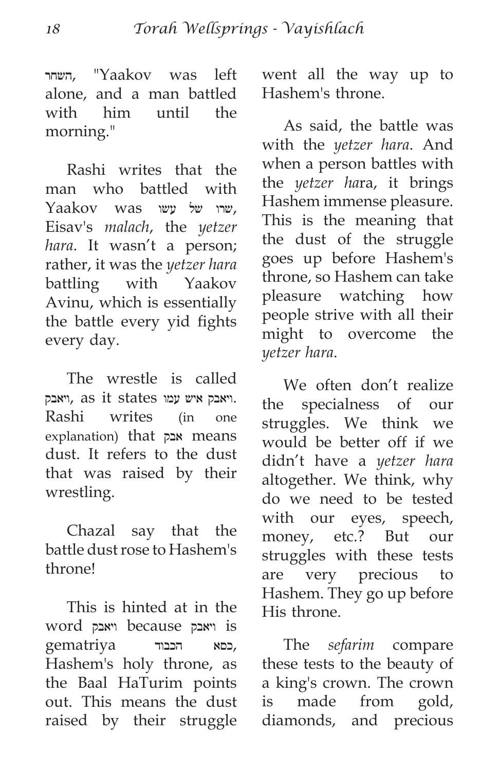השחר, "Yaakov was left alone, and a man battled with him until the morning."

Rashi writes that the man who battled with Yaakov was שרו של עשו, Eisav's *malach*, the *yetzer hara*. It wasn't a person; rather, it was the *yetzer hara* battling with Yaakov Avinu, which is essentially the battle every yid fights every day.

The wrestle is called ויאבק, as it states ויאבק איש עמו. Rashi writes (in one explanation) that אבק means dust. It refers to the dust that was raised by their wrestling.

Chazal say that the battle dust rose to Hashem's throne!

This is hinted at in the word ויאבק because ויאבק is gematriya כסא הכבוד, Hashem's holy throne, as the Baal HaTurim points out. This means the dust raised by their struggle went all the way up to Hashem's throne.

As said, the battle was with the *yetzer hara*. And when a person battles with the *yetzer ha*ra, it brings Hashem immense pleasure. This is the meaning that the dust of the struggle goes up before Hashem's throne, so Hashem can take pleasure watching how people strive with all their might to overcome the *yetzer hara*.

We often don't realize the specialness of our struggles. We think we would be better off if we didn't have a *yetzer hara* altogether. We think, why do we need to be tested with our eyes, speech, money, etc.? But our struggles with these tests are very precious to Hashem. They go up before His throne.

The *sefarim* compare these tests to the beauty of a king's crown. The crown is made from gold, diamonds, and precious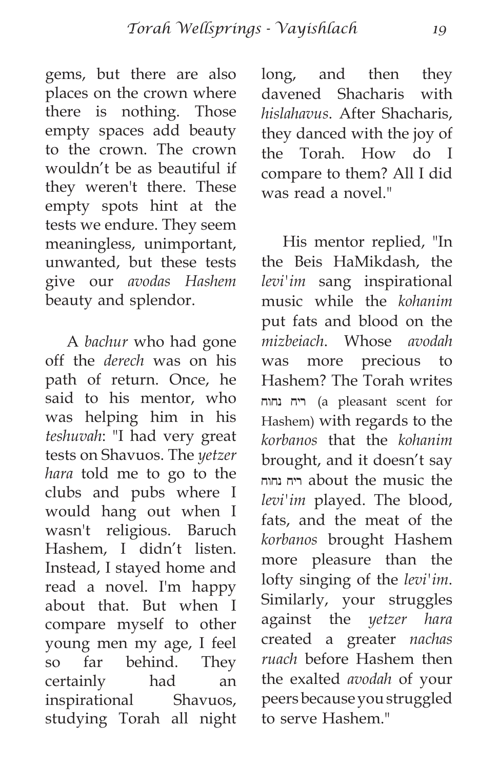gems, but there are also places on the crown where there is nothing. Those empty spaces add beauty to the crown. The crown wouldn't be as beautiful if they weren't there. These empty spots hint at the tests we endure. They seem meaningless, unimportant, unwanted, but these tests give our *avodas Hashem* beauty and splendor.

A *bachur* who had gone off the *derech* was on his path of return. Once, he said to his mentor, who was helping him in his *teshuvah*: "I had very great tests on Shavuos. The *yetzer hara* told me to go to the clubs and pubs where I would hang out when I wasn't religious. Baruch Hashem, I didn't listen. Instead, I stayed home and read a novel. I'm happy about that. But when I compare myself to other young men my age, I feel so far behind. They certainly had an inspirational Shavuos, studying Torah all night long, and then they davened Shacharis with *hislahavus*. After Shacharis, they danced with the joy of the Torah. How do I compare to them? All I did was read a novel."

His mentor replied, "In the Beis HaMikdash, the *levi'im* sang inspirational music while the *kohanim* put fats and blood on the *mizbeiach*. Whose *avodah* was more precious to Hashem? The Torah writes ריח נחוח (a pleasant scent for Hashem) with regards to the *korbanos* that the *kohanim* brought, and it doesn't say ריח נחוח about the music the *levi'im* played. The blood, fats, and the meat of the *korbanos* brought Hashem more pleasure than the lofty singing of the *levi'im*. Similarly, your struggles against the *yetzer hara* created a greater *nachas ruach* before Hashem then the exalted *avodah* of your peers because you struggled to serve Hashem."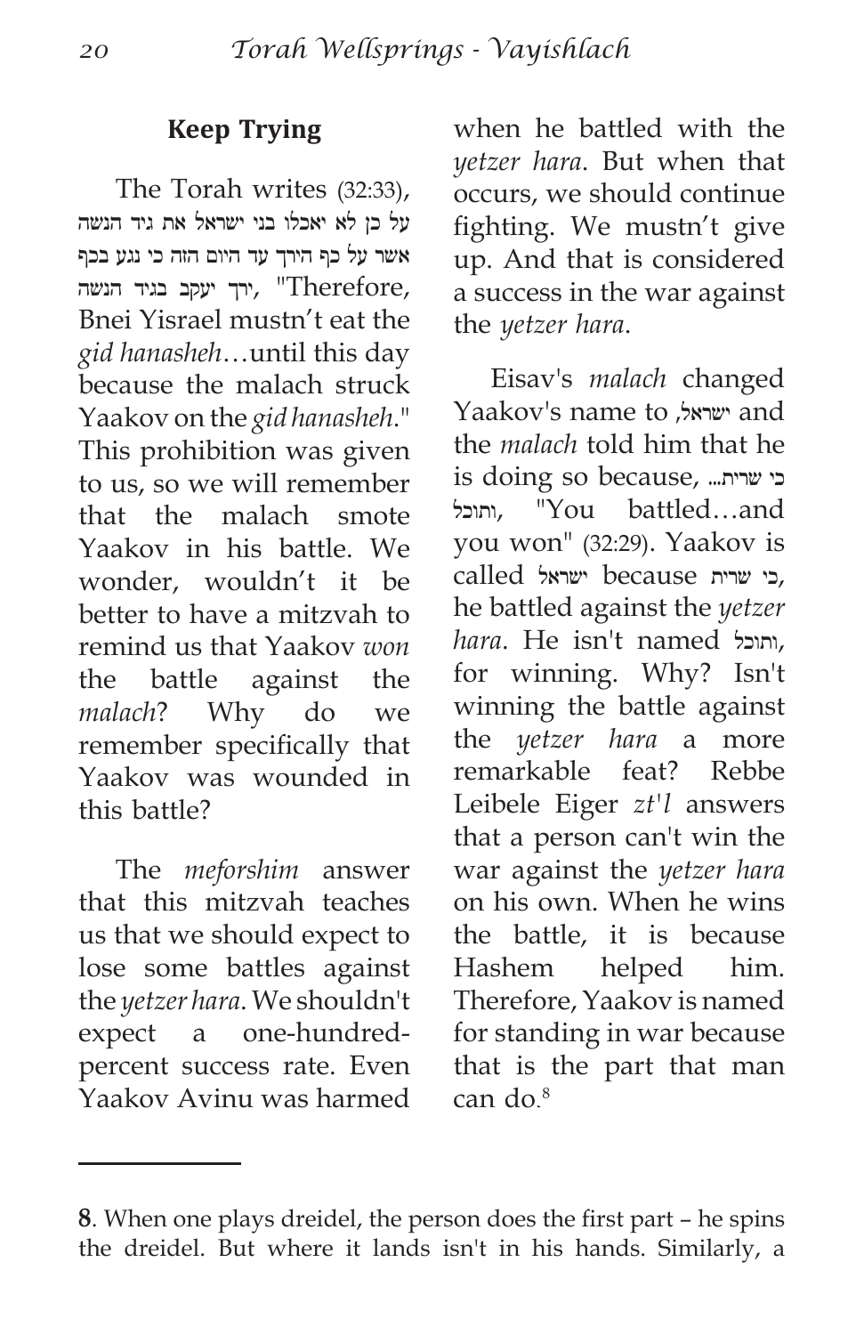### Keep Trying

The Torah writes (32:33), על כן לא יאכלו בני ישראל את גיד הנשה אשר על כף הירך עד היום הזה כי נגע בכף ירך יעקב בגיד הנשה, "Therefore, Bnei Yisrael mustn't eat the *gid hanasheh*…until this day because the malach struck Yaakov on the *gid hanasheh*." This prohibition was given to us, so we will remember that the malach smote Yaakov in his battle. We wonder, wouldn't it be better to have a mitzvah to remind us that Yaakov *won* the battle against the *malach*? Why do we remember specifically that Yaakov was wounded in this battle?

The *meforshim* answer that this mitzvah teaches us that we should expect to lose some battles against the *yetzer hara*. We shouldn't expect a one-hundred-percent success rate. Even Yaakov Avinu was harmed when he battled with the *yetzer hara*. But when that occurs, we should continue fighting. We mustn't give up. And that is considered a success in the war against the *yetzer hara*.

Eisav's *malach* changed Yaakov's name to ,ישראל and the *malach* told him that he is doing so because, כי שרית… ותוכל, "You battled…and you won" (32:29). Yaakov is called ישראל because כי שרית, he battled against the *yetzer hara*. He isn't named ותוכל, for winning. Why? Isn't winning the battle against the *yetzer hara* a more remarkable feat? Rebbe Leibele Eiger *zt'l* answers that a person can't win the war against the *yetzer hara* on his own. When he wins the battle, it is because Hashem helped him. Therefore, Yaakov is named for standing in war because that is the part that man can do.[8]

---

**8**. When one plays dreidel, the person does the first part – he spins the dreidel. But where it lands isn't in his hands. Similarly, a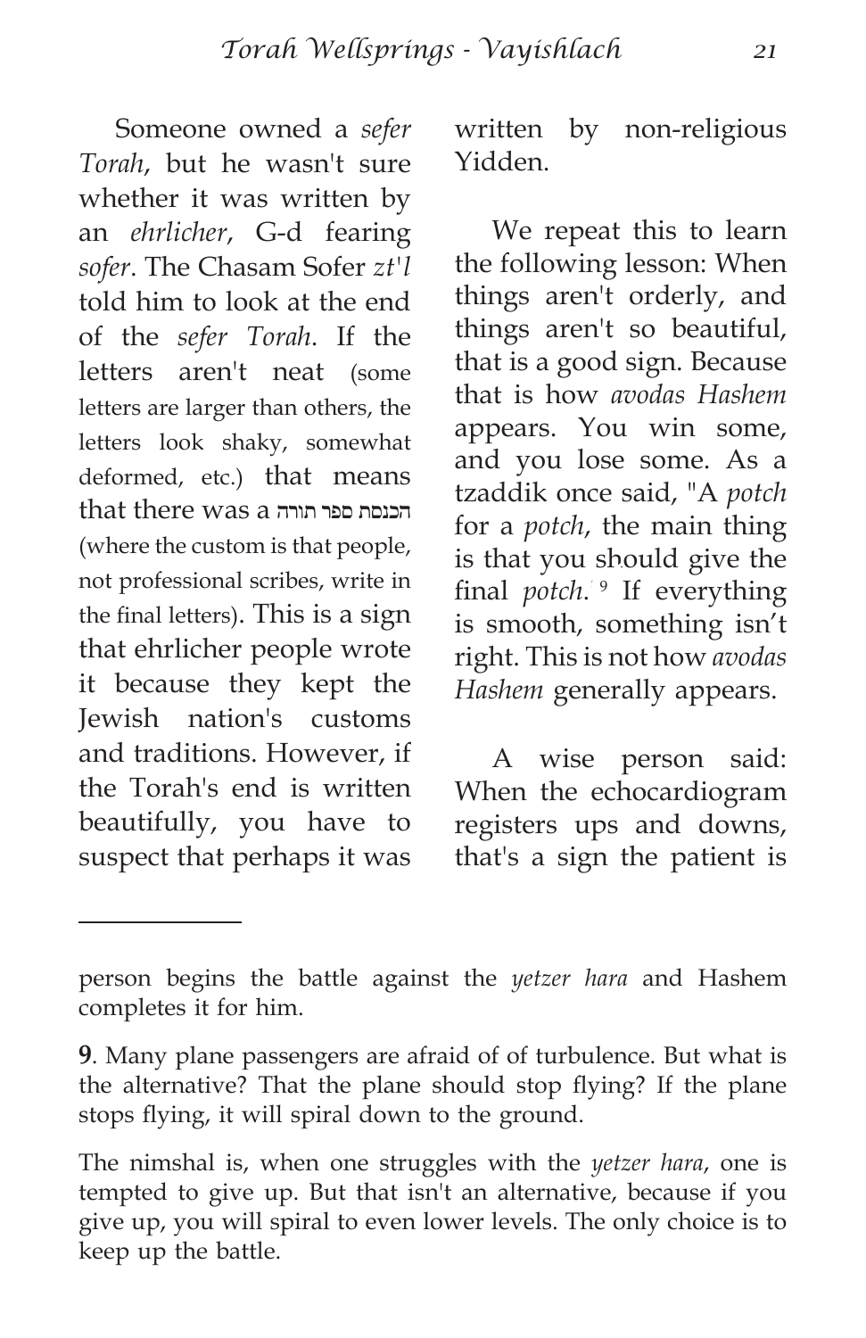Someone owned a *sefer Torah*, but he wasn't sure whether it was written by an *ehrlicher*, G-d fearing *sofer*. The Chasam Sofer *zt'l* told him to look at the end of the *sefer Torah*. If the letters aren't neat (some letters are larger than others, the letters look shaky, somewhat deformed, etc.) that means that there was a הכנסת ספר תורה (where the custom is that people, not professional scribes, write in the final letters). This is a sign that ehrlicher people wrote it because they kept the Jewish nation's customs and traditions. However, if the Torah's end is written beautifully, you have to suspect that perhaps it was written by non-religious Yidden.

We repeat this to learn the following lesson: When things aren't orderly, and things aren't so beautiful, that is a good sign. Because that is how *avodas Hashem* appears. You win some, and you lose some. As a tzaddik once said, "A *potch* for a *potch*, the main thing is that you should give the final *potch*.[9] If everything is smooth, something isn't right. This is not how *avodas Hashem* generally appears.

A wise person said: When the echocardiogram registers ups and downs, that's a sign the patient is

---

person begins the battle against the *yetzer hara* and Hashem completes it for him.

**9**. Many plane passengers are afraid of of turbulence. But what is the alternative? That the plane should stop flying? If the plane stops flying, it will spiral down to the ground.

The nimshal is, when one struggles with the *yetzer hara*, one is tempted to give up. But that isn't an alternative, because if you give up, you will spiral to even lower levels. The only choice is to keep up the battle.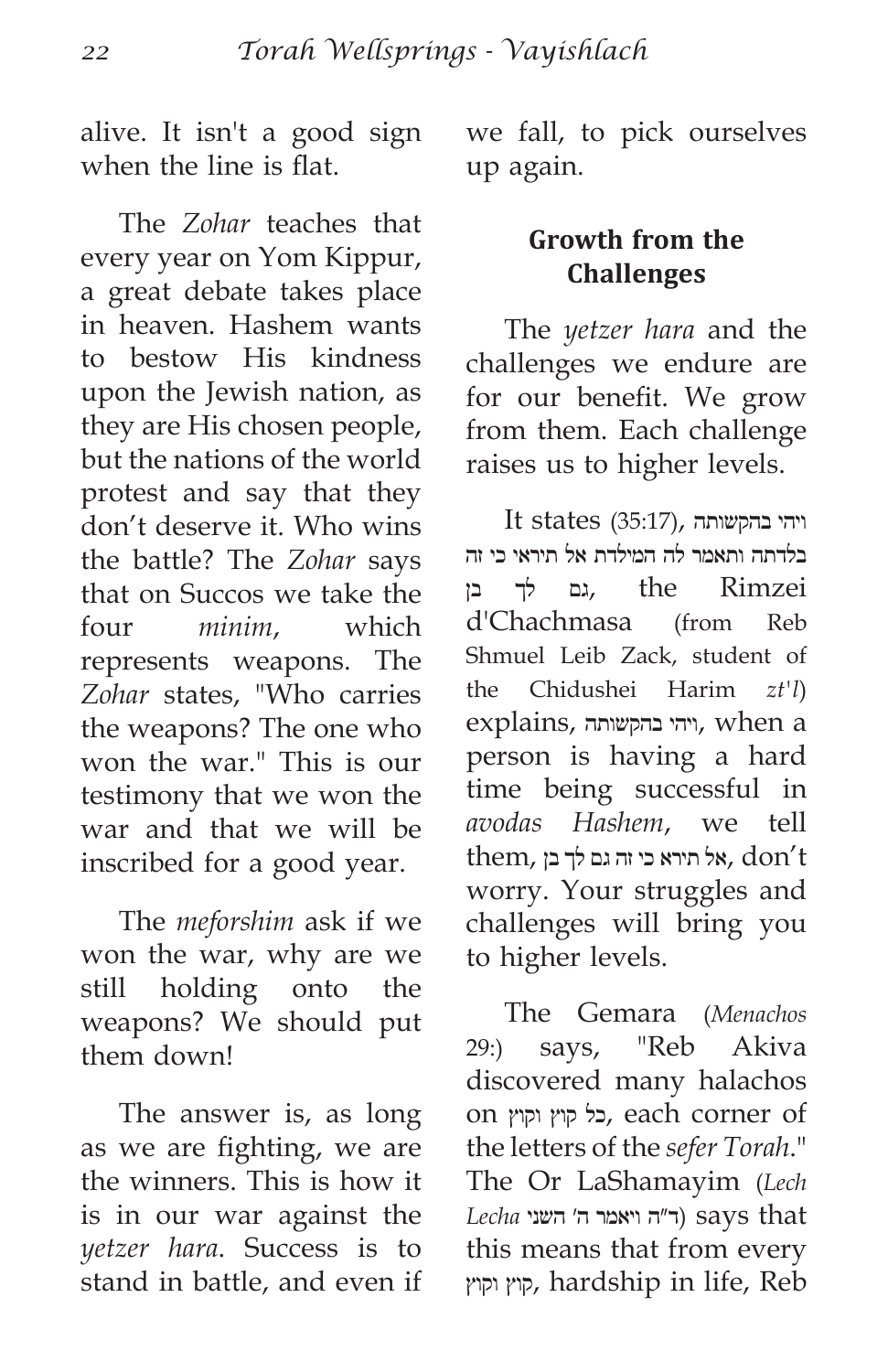alive. It isn't a good sign when the line is flat.

The *Zohar* teaches that every year on Yom Kippur, a great debate takes place in heaven. Hashem wants to bestow His kindness upon the Jewish nation, as they are His chosen people, but the nations of the world protest and say that they don't deserve it. Who wins the battle? The *Zohar* says that on Succos we take the four *minim*, which represents weapons. The *Zohar* states, "Who carries the weapons? The one who won the war." This is our testimony that we won the war and that we will be inscribed for a good year.

The *meforshim* ask if we won the war, why are we still holding onto the weapons? We should put them down!

The answer is, as long as we are fighting, we are the winners. This is how it is in our war against the *yetzer hara*. Success is to stand in battle, and even if we fall, to pick ourselves up again.

### Growth from the Challenges

The *yetzer hara* and the challenges we endure are for our benefit. We grow from them. Each challenge raises us to higher levels.

It states (35:17), ויהי בהקשותה בלדתה ותאמר לה המילדת אל תיראי כי זה גם לך בן, the Rimzei d'Chachmasa (from Reb Shmuel Leib Zack, student of the Chidushei Harim *zt'l*) explains, ויהי בהקשותה, when a person is having a hard time being successful in *avodas Hashem*, we tell them, אל תירא כי זה גם לך בן, don't worry. Your struggles and challenges will bring you to higher levels.

The Gemara (*Menachos* 29:) says, "Reb Akiva discovered many halachos on כל קוץ וקוץ, each corner of the letters of the *sefer Torah*." The Or LaShamayim (*Lech Lecha* ד"ה ויאמר ה' השני) says that this means that from every קוץ וקוץ, hardship in life, Reb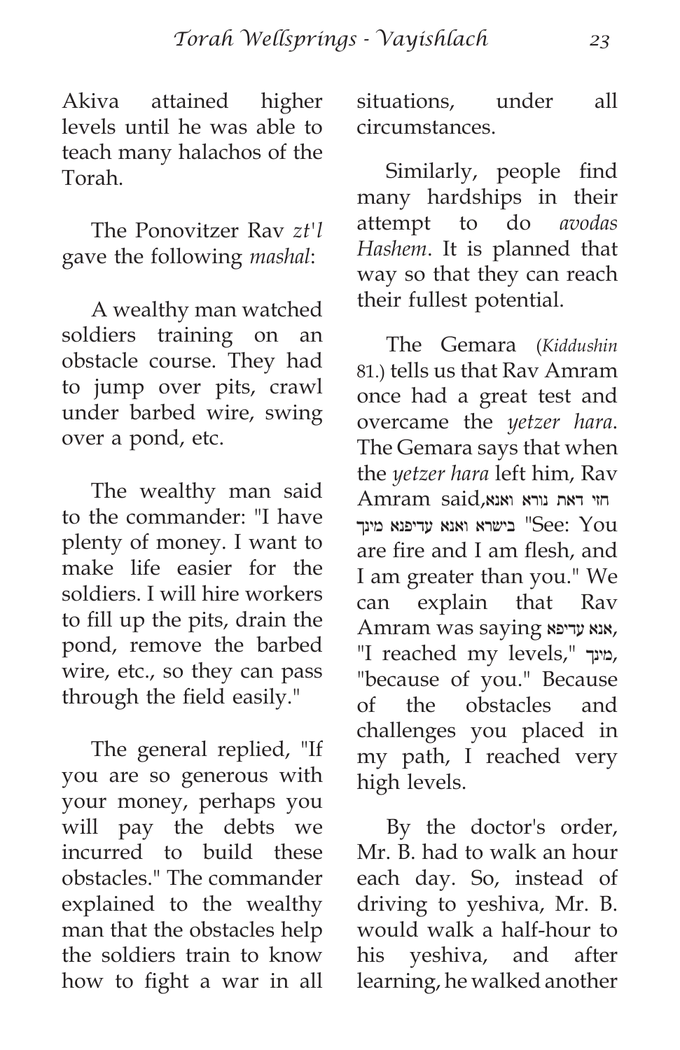Akiva attained higher levels until he was able to teach many halachos of the Torah.

The Ponovitzer Rav *zt'l* gave the following *mashal*:

A wealthy man watched soldiers training on an obstacle course. They had to jump over pits, crawl under barbed wire, swing over a pond, etc.

The wealthy man said to the commander: "I have plenty of money. I want to make life easier for the soldiers. I will hire workers to fill up the pits, drain the pond, remove the barbed wire, etc., so they can pass through the field easily."

The general replied, "If you are so generous with your money, perhaps you will pay the debts we incurred to build these obstacles." The commander explained to the wealthy man that the obstacles help the soldiers train to know how to fight a war in all situations, under all circumstances.

Similarly, people find many hardships in their attempt to do *avodas Hashem*. It is planned that way so that they can reach their fullest potential.

The Gemara (*Kiddushin* 81.) tells us that Rav Amram once had a great test and overcame the *yetzer hara*. The Gemara says that when the *yetzer hara* left him, Rav Amram said, חזי דאת נורא ואנא בישרא ואנא עדיפנא מינך "See: You are fire and I am flesh, and I am greater than you." We can explain that Rav Amram was saying אנא עדיפא, "I reached my levels," מינך, "because of you." Because of the obstacles and challenges you placed in my path, I reached very high levels.

By the doctor's order, Mr. B. had to walk an hour each day. So, instead of driving to yeshiva, Mr. B. would walk a half-hour to his yeshiva, and after learning, he walked another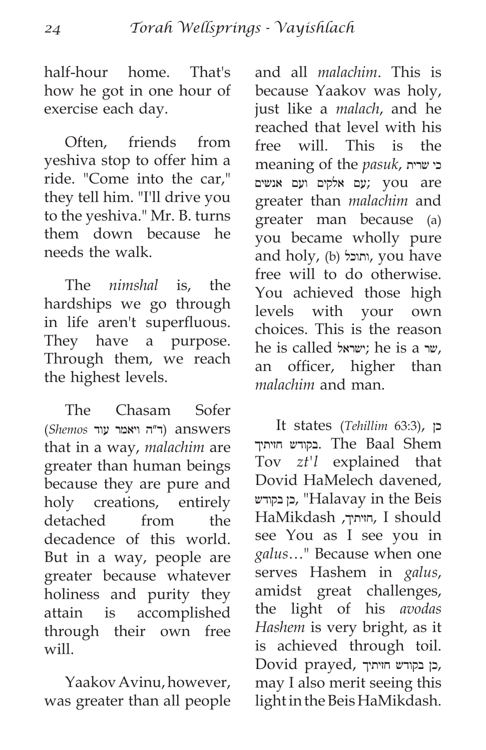half-hour home. That's how he got in one hour of exercise each day.

Often, friends from yeshiva stop to offer him a ride. "Come into the car," they tell him. "I'll drive you to the yeshiva." Mr. B. turns them down because he needs the walk.

The *nimshal* is, the hardships we go through in life aren't superfluous. They have a purpose. Through them, we reach the highest levels.

The Chasam Sofer (*Shemos* ד"ה ויאמר עוד) answers that in a way, *malachim* are greater than human beings because they are pure and holy creations, entirely detached from the decadence of this world. But in a way, people are greater because whatever holiness and purity they attain is accomplished through their own free will.

Yaakov Avinu, however, was greater than all people and all *malachim*. This is because Yaakov was holy, just like a *malach*, and he reached that level with his free will. This is the meaning of the *pasuk*, כי שרית עם אלקים ועם אנשים; you are greater than *malachim* and greater man because (a) you became wholly pure and holy, (b) ותוכל, you have free will to do otherwise. You achieved those high levels with your own choices. This is the reason he is called ישראל; he is a שר, an officer, higher than *malachim* and man.

It states (*Tehillim* 63:3), כן בקודש חזיתיך. The Baal Shem Tov *zt'l* explained that Dovid HaMelech davened, כן בקודש, "Halavay in the Beis HaMikdash ,חזיתיך, I should see You as I see you in *galus*…" Because when one serves Hashem in *galus*, amidst great challenges, the light of his *avodas Hashem* is very bright, as it is achieved through toil. Dovid prayed, כן בקודש חזיתיך, may I also merit seeing this light in the Beis HaMikdash.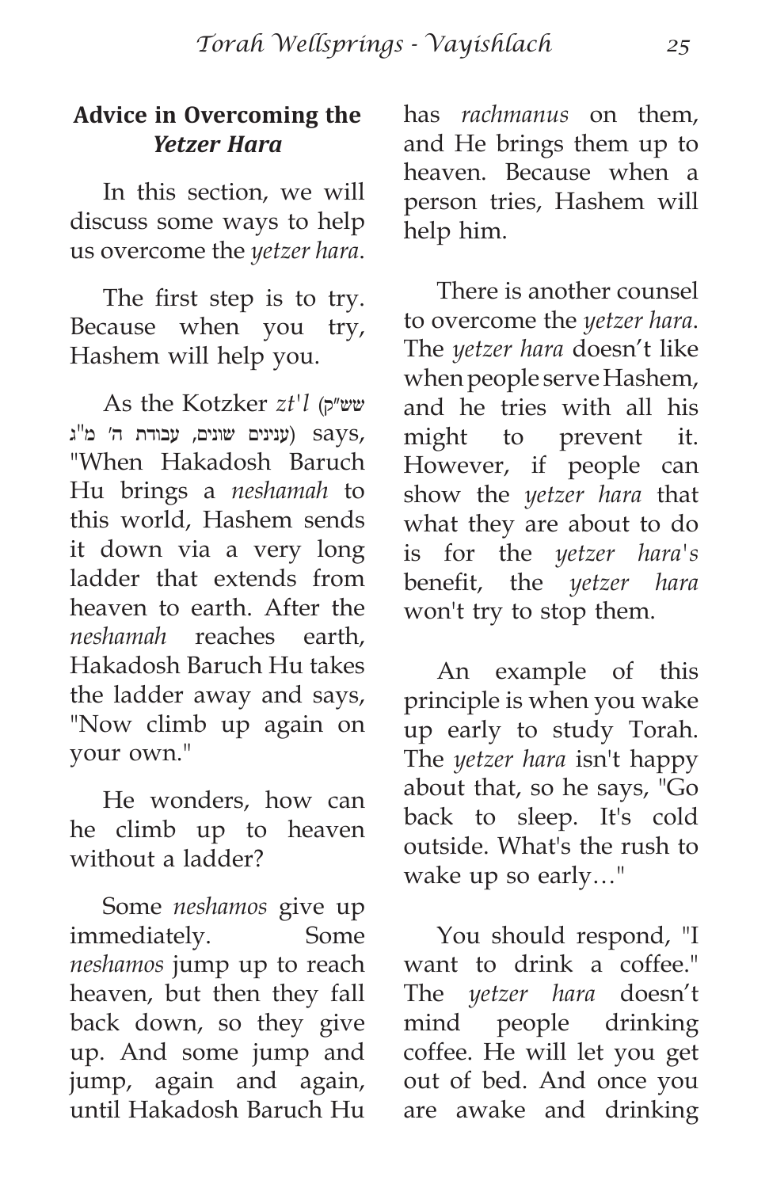## **Advice in Overcoming the *Yetzer Hara***

In this section, we will discuss some ways to help us overcome the *yetzer hara*.

The first step is to try. Because when you try, Hashem will help you.

As the Kotzker *zt'l* (שש"ק ענינים שונים, עבודת ה' מ"ג) says, "When Hakadosh Baruch Hu brings a *neshamah* to this world, Hashem sends it down via a very long ladder that extends from heaven to earth. After the *neshamah* reaches earth, Hakadosh Baruch Hu takes the ladder away and says, "Now climb up again on your own."

He wonders, how can he climb up to heaven without a ladder?

Some *neshamos* give up immediately. Some *neshamos* jump up to reach heaven, but then they fall back down, so they give up. And some jump and jump, again and again, until Hakadosh Baruch Hu has *rachmanus* on them, and He brings them up to heaven. Because when a person tries, Hashem will help him.

There is another counsel to overcome the *yetzer hara*. The *yetzer hara* doesn't like when people serve Hashem, and he tries with all his might to prevent it. However, if people can show the *yetzer hara* that what they are about to do is for the *yetzer hara's* benefit, the *yetzer hara* won't try to stop them.

An example of this principle is when you wake up early to study Torah. The *yetzer hara* isn't happy about that, so he says, "Go back to sleep. It's cold outside. What's the rush to wake up so early…"

You should respond, "I want to drink a coffee." The *yetzer hara* doesn't mind people drinking coffee. He will let you get out of bed. And once you are awake and drinking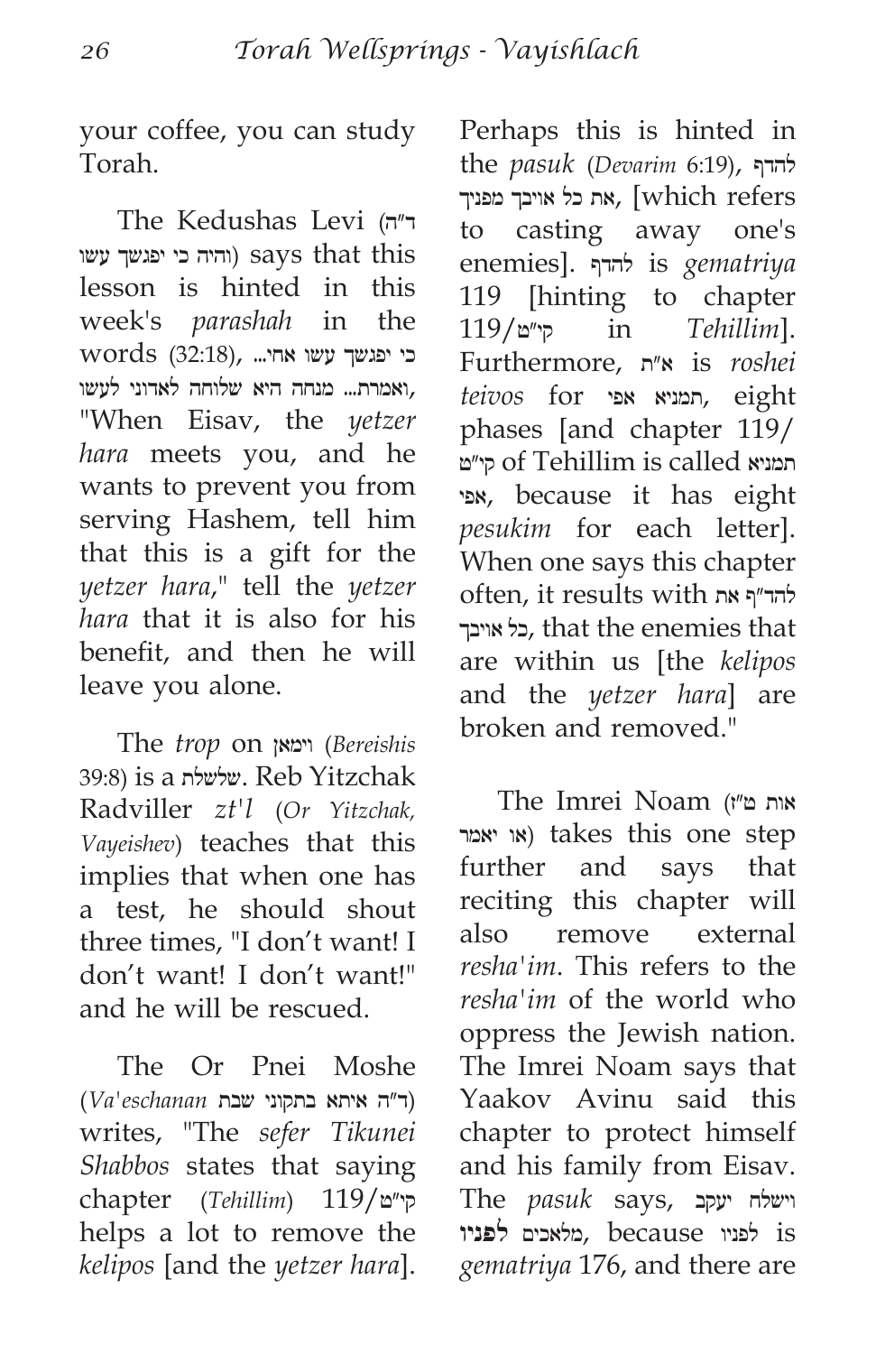your coffee, you can study Torah.

The Kedushas Levi (ד"ה והיה כי יפגשך עשו) says that this lesson is hinted in this week's *parashah* in the words (32:18), כי יפגשך עשו אחי... ואמרת... מנחה היא שלוחה לאדוני לעשו, "When Eisav, the *yetzer hara* meets you, and he wants to prevent you from serving Hashem, tell him that this is a gift for the *yetzer hara*," tell the *yetzer hara* that it is also for his benefit, and then he will leave you alone.

The *trop* on וימאן (*Bereishis* 39:8) is a שלשלת. Reb Yitzchak Radviller *zt'l* (*Or Yitzchak, Vayeishev*) teaches that this implies that when one has a test, he should shout three times, "I don't want! I don't want! I don't want!" and he will be rescued.

The Or Pnei Moshe (*Va'eschanan* ד"ה איתא בתקוני שבת) writes, "The *sefer Tikunei Shabbos* states that saying chapter (*Tehillim*) 119/קי"ט helps a lot to remove the *kelipos* [and the *yetzer hara*]. Perhaps this is hinted in the *pasuk* (*Devarim* 6:19), להדף את כל אויבך מפניך, [which refers to casting away one's enemies]. להדף is *gematriya* 119 [hinting to chapter 119/קי"ט in *Tehillim*]. Furthermore, א"ת is *roshei teivos* for תמניא אפי, eight phases [and chapter 119/קי"ט of Tehillim is called תמניא אפי, because it has eight *pesukim* for each letter]. When one says this chapter often, it results with להד"ף את כל אויבך, that the enemies that are within us [the *kelipos* and the *yetzer hara*] are broken and removed."

The Imrei Noam (אות ט"ז או יאמר) takes this one step further and says that reciting this chapter will also remove external *resha'im*. This refers to the *resha'im* of the world who oppress the Jewish nation. The Imrei Noam says that Yaakov Avinu said this chapter to protect himself and his family from Eisav. The *pasuk* says, וישלח יעקב מלאכים **לפניו**, because לפניו is *gematriya* 176, and there are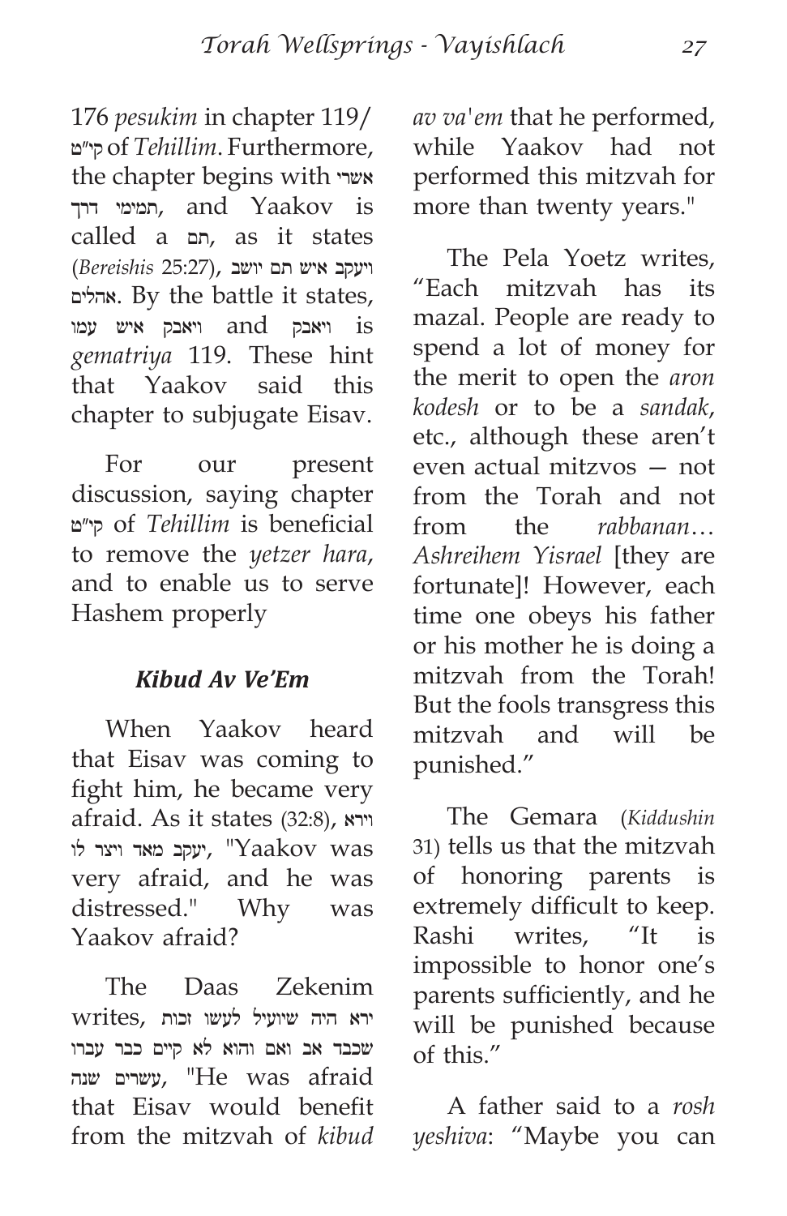176 *pesukim* in chapter 119/ קי"ט of *Tehillim*. Furthermore, the chapter begins with אשרי תמימי דרך, and Yaakov is called a תם, as it states (*Bereishis* 25:27), ויעקב איש תם יושב אהלים. By the battle it states, ויאבק איש עמו and ויאבק is *gematriya* 119. These hint that Yaakov said this chapter to subjugate Eisav.

For our present discussion, saying chapter קי"ט of *Tehillim* is beneficial to remove the *yetzer hara*, and to enable us to serve Hashem properly

### *Kibud Av Ve'Em*

When Yaakov heard that Eisav was coming to fight him, he became very afraid. As it states (32:8), ויירא יעקב מאד ויצר לו, "Yaakov was very afraid, and he was distressed." Why was Yaakov afraid?

The Daas Zekenim writes, ירא היה שיועיל לעשו זכות שכבד אב ואם והוא לא קיים כבר עברו עשרים שנה, "He was afraid that Eisav would benefit from the mitzvah of *kibud av va'em* that he performed, while Yaakov had not performed this mitzvah for more than twenty years."

The Pela Yoetz writes, "Each mitzvah has its mazal. People are ready to spend a lot of money for the merit to open the *aron kodesh* or to be a *sandak*, etc., although these aren't even actual mitzvos — not from the Torah and not from the *rabbanan*… *Ashreihem Yisrael* [they are fortunate]! However, each time one obeys his father or his mother he is doing a mitzvah from the Torah! But the fools transgress this mitzvah and will be punished."

The Gemara (*Kiddushin* 31) tells us that the mitzvah of honoring parents is extremely difficult to keep. Rashi writes, "It is impossible to honor one's parents sufficiently, and he will be punished because of this."

A father said to a *rosh yeshiva*: "Maybe you can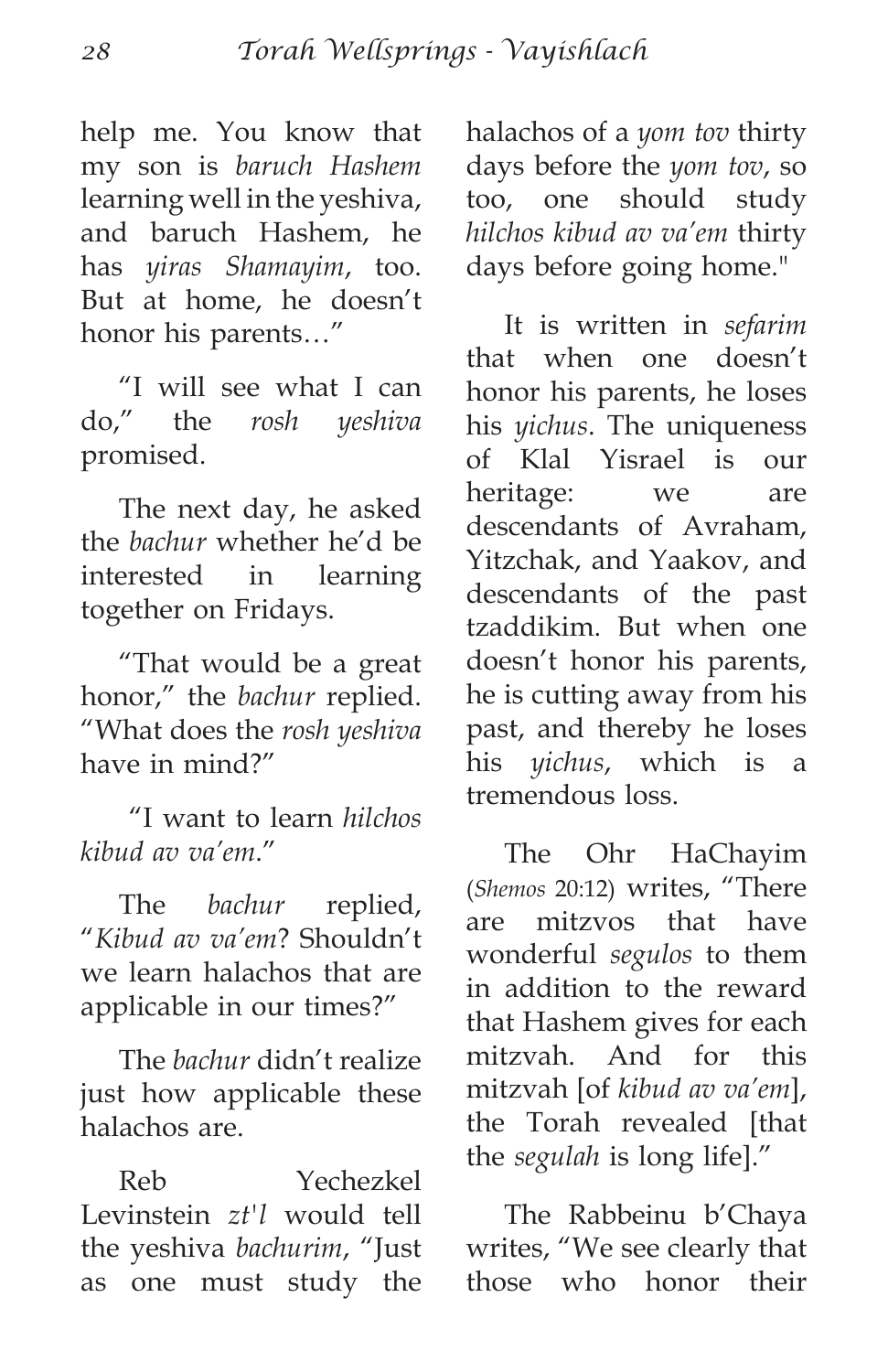help me. You know that my son is *baruch Hashem* learning well in the yeshiva, and baruch Hashem, he has *yiras Shamayim*, too. But at home, he doesn't honor his parents…"

"I will see what I can do," the *rosh yeshiva* promised.

The next day, he asked the *bachur* whether he'd be interested in learning together on Fridays.

"That would be a great honor," the *bachur* replied. "What does the *rosh yeshiva* have in mind?"

"I want to learn *hilchos kibud av va'em*."

The *bachur* replied, "*Kibud av va'em*? Shouldn't we learn halachos that are applicable in our times?"

The *bachur* didn't realize just how applicable these halachos are.

Reb Yechezkel Levinstein *zt'l* would tell the yeshiva *bachurim*, "Just as one must study the halachos of a *yom tov* thirty days before the *yom tov*, so too, one should study *hilchos kibud av va'em* thirty days before going home."

It is written in *sefarim* that when one doesn't honor his parents, he loses his *yichus*. The uniqueness of Klal Yisrael is our heritage: we are descendants of Avraham, Yitzchak, and Yaakov, and descendants of the past tzaddikim. But when one doesn't honor his parents, he is cutting away from his past, and thereby he loses his *yichus*, which is a tremendous loss.

The Ohr HaChayim (*Shemos* 20:12) writes, "There are mitzvos that have wonderful *segulos* to them in addition to the reward that Hashem gives for each mitzvah. And for this mitzvah [of *kibud av va'em*], the Torah revealed [that the *segulah* is long life]."

The Rabbeinu b'Chaya writes, "We see clearly that those who honor their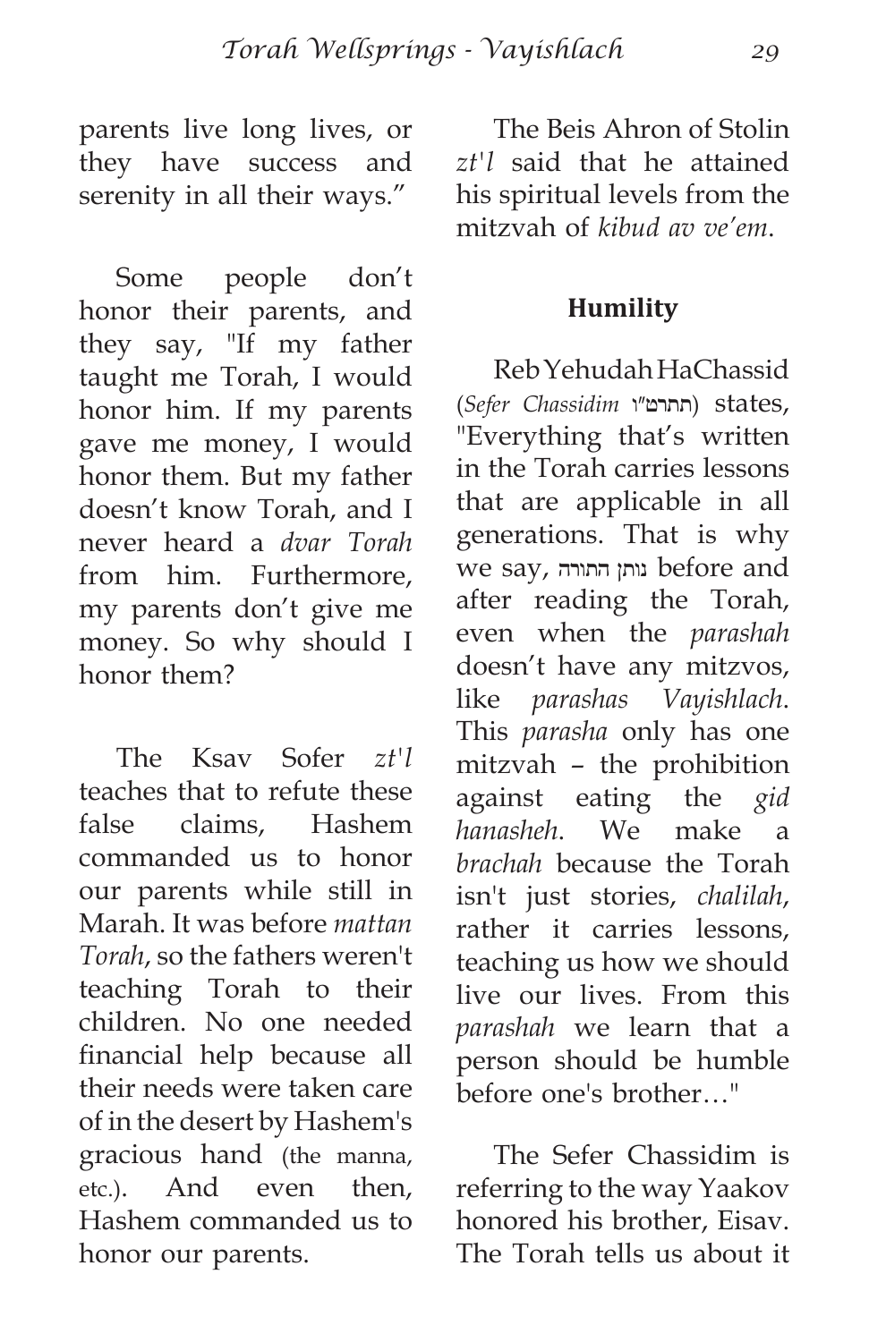parents live long lives, or they have success and serenity in all their ways."

Some people don't honor their parents, and they say, "If my father taught me Torah, I would honor him. If my parents gave me money, I would honor them. But my father doesn't know Torah, and I never heard a *dvar Torah* from him. Furthermore, my parents don't give me money. So why should I honor them?

The Ksav Sofer *zt'l* teaches that to refute these false claims, Hashem commanded us to honor our parents while still in Marah. It was before *mattan Torah*, so the fathers weren't teaching Torah to their children. No one needed financial help because all their needs were taken care of in the desert by Hashem's gracious hand (the manna, etc.). And even then, Hashem commanded us to honor our parents.

The Beis Ahron of Stolin *zt'l* said that he attained his spiritual levels from the mitzvah of *kibud av ve'em*.

## Humility

Reb Yehudah HaChassid (*Sefer Chassidim* תתרט"ו) states, "Everything that's written in the Torah carries lessons that are applicable in all generations. That is why we say, נותן התורה before and after reading the Torah, even when the *parashah* doesn't have any mitzvos, like *parashas Vayishlach*. This *parasha* only has one mitzvah – the prohibition against eating the *gid hanasheh*. We make a *brachah* because the Torah isn't just stories, *chalilah*, rather it carries lessons, teaching us how we should live our lives. From this *parashah* we learn that a person should be humble before one's brother…"

The Sefer Chassidim is referring to the way Yaakov honored his brother, Eisav. The Torah tells us about it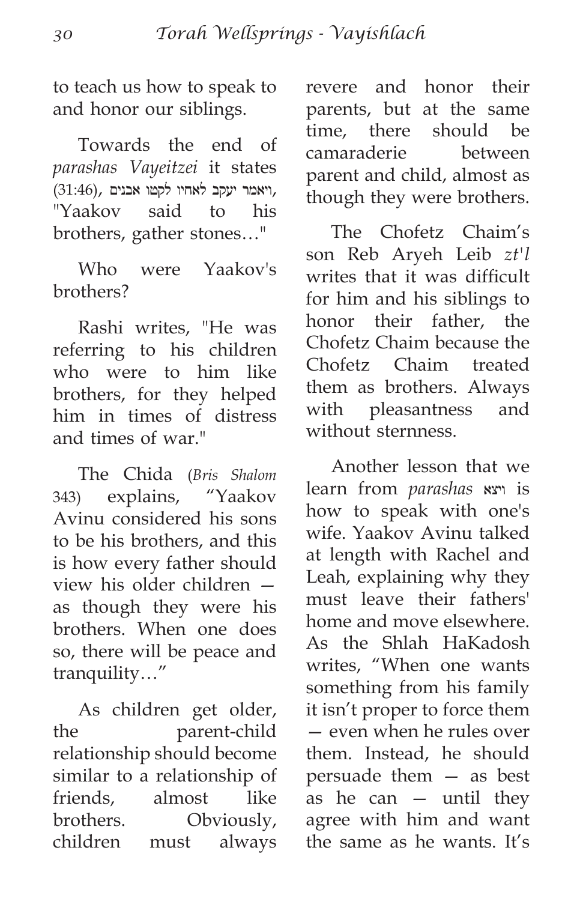to teach us how to speak to and honor our siblings.

Towards the end of *parashas Vayeitzei* it states (31:46), ויאמר יעקב לאחיו לקטו אבנים, "Yaakov said to his brothers, gather stones…"

Who were Yaakov's brothers?

Rashi writes, "He was referring to his children who were to him like brothers, for they helped him in times of distress and times of war."

The Chida (*Bris Shalom* 343) explains, "Yaakov Avinu considered his sons to be his brothers, and this is how every father should view his older children — as though they were his brothers. When one does so, there will be peace and tranquility…"

As children get older, the parent-child relationship should become similar to a relationship of friends, almost like brothers. Obviously, children must always revere and honor their parents, but at the same time, there should be camaraderie between parent and child, almost as though they were brothers.

The Chofetz Chaim's son Reb Aryeh Leib *zt'l* writes that it was difficult for him and his siblings to honor their father, the Chofetz Chaim because the Chofetz Chaim treated them as brothers. Always with pleasantness and without sternness.

Another lesson that we learn from *parashas* ויצא is how to speak with one's wife. Yaakov Avinu talked at length with Rachel and Leah, explaining why they must leave their fathers' home and move elsewhere. As the Shlah HaKadosh writes, "When one wants something from his family it isn't proper to force them — even when he rules over them. Instead, he should persuade them — as best as he can — until they agree with him and want the same as he wants. It's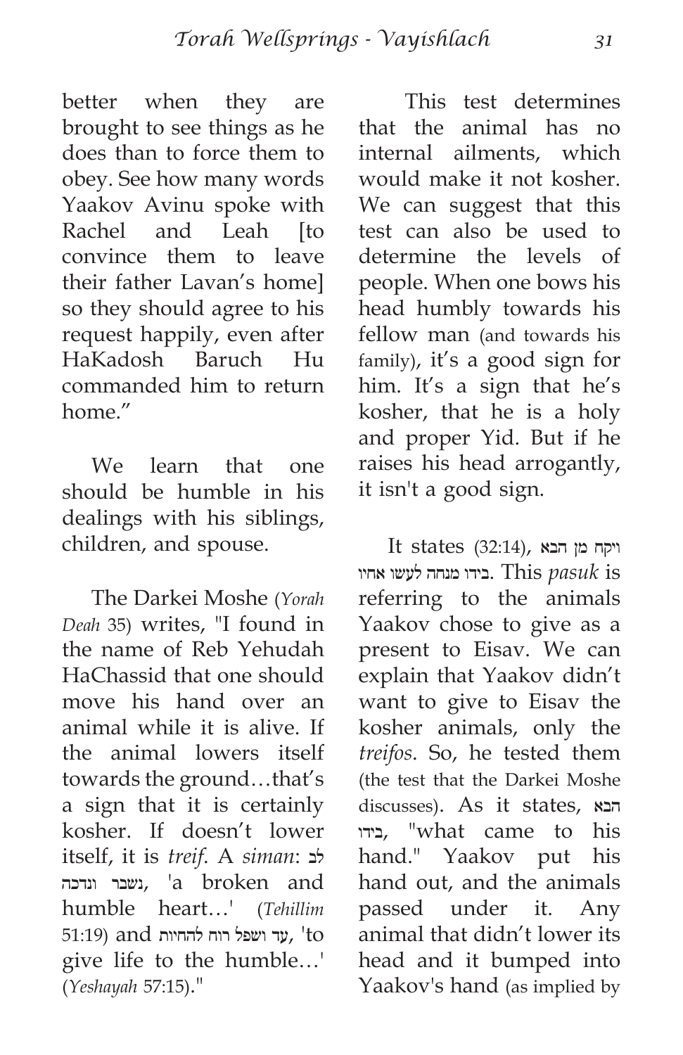better when they are brought to see things as he does than to force them to obey. See how many words Yaakov Avinu spoke with Rachel and Leah [to convince them to leave their father Lavan's home] so they should agree to his request happily, even after HaKadosh Baruch Hu commanded him to return home."

We learn that one should be humble in his dealings with his siblings, children, and spouse.

The Darkei Moshe (*Yorah Deah* 35) writes, "I found in the name of Reb Yehudah HaChassid that one should move his hand over an animal while it is alive. If the animal lowers itself towards the ground…that's a sign that it is certainly kosher. If doesn't lower itself, it is *treif*. A *siman*: לב נשבר ונדכה, 'a broken and humble heart…' (*Tehillim* 51:19) and עד ושפל רוח להחיות, 'to give life to the humble…' (*Yeshayah* 57:15)."

This test determines that the animal has no internal ailments, which would make it not kosher. We can suggest that this test can also be used to determine the levels of people. When one bows his head humbly towards his fellow man (and towards his family), it's a good sign for him. It's a sign that he's kosher, that he is a holy and proper Yid. But if he raises his head arrogantly, it isn't a good sign.

It states (32:14), ויקח מן הבא בידו מנחה לעשו אחיו. This *pasuk* is referring to the animals Yaakov chose to give as a present to Eisav. We can explain that Yaakov didn't want to give to Eisav the kosher animals, only the *treifos*. So, he tested them (the test that the Darkei Moshe discusses). As it states, הבא בידו, "what came to his hand." Yaakov put his hand out, and the animals passed under it. Any animal that didn't lower its head and it bumped into Yaakov's hand (as implied by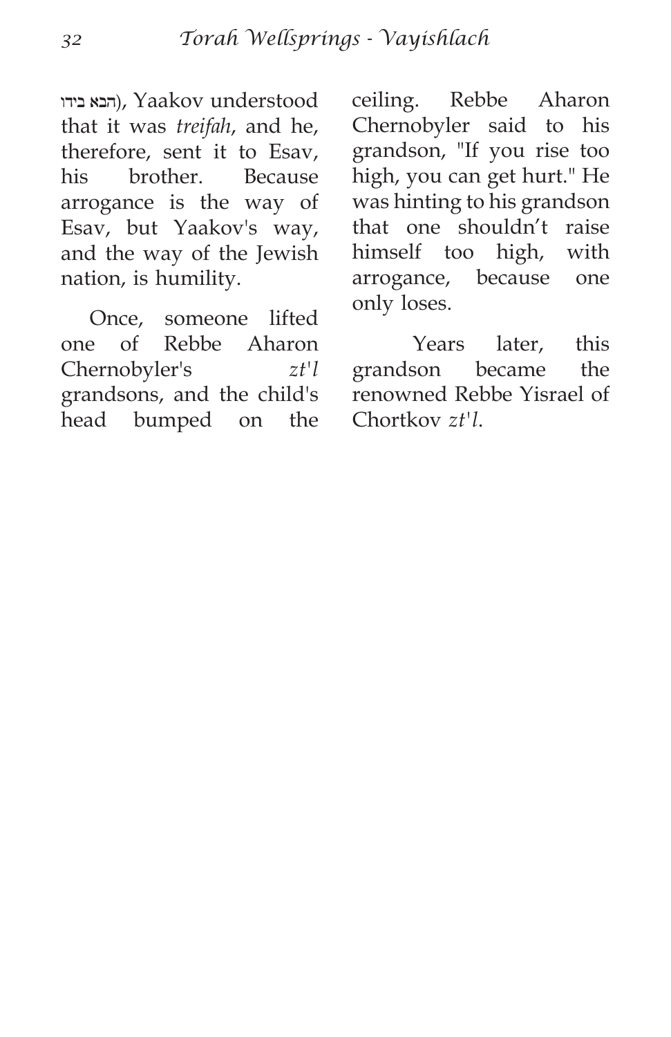הבא בידו), Yaakov understood that it was *treifah*, and he, therefore, sent it to Esav, his brother. Because arrogance is the way of Esav, but Yaakov's way, and the way of the Jewish nation, is humility.

Once, someone lifted one of Rebbe Aharon Chernobyler's *zt'l* grandsons, and the child's head bumped on the ceiling. Rebbe Aharon Chernobyler said to his grandson, "If you rise too high, you can get hurt." He was hinting to his grandson that one shouldn't raise himself too high, with arrogance, because one only loses.

Years later, this grandson became the renowned Rebbe Yisrael of Chortkov *zt'l*.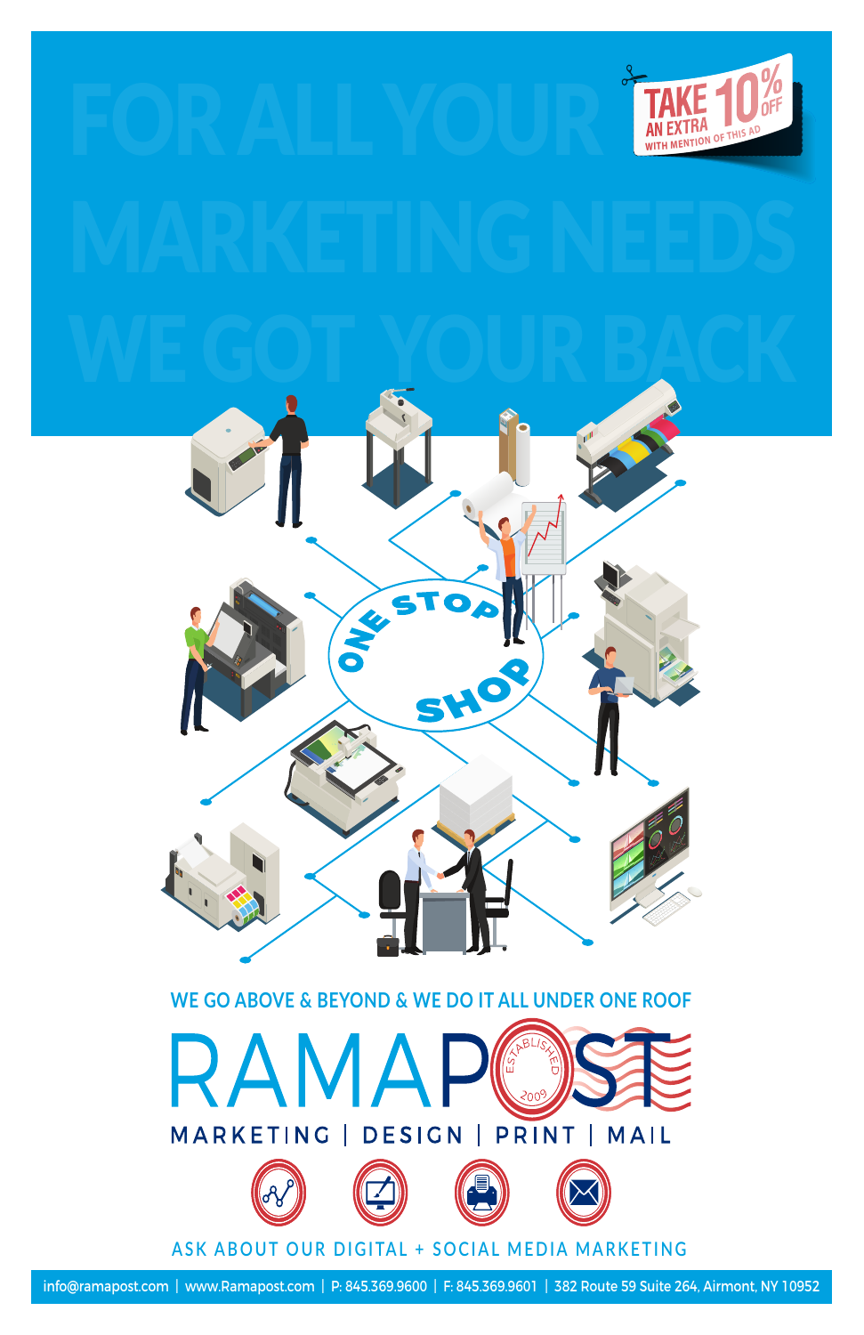# FOR ALL YOUR MARKETING NEEDS WE GOT YOUR BACK

TAKE AN EXTRA 10% OFF WITH MENTION OF THIS AD

ONE STOP SHOP

WE GO ABOVE & BEYOND & WE DO IT ALL UNDER ONE ROOF

## RAMAPOST

ESTABLISHED 2009

MARKETING | DESIGN | PRINT | MAIL

ASK ABOUT OUR DIGITAL + SOCIAL MEDIA MARKETING

info@ramapost.com | www.Ramapost.com | P: 845.369.9600 | F: 845.369.9601 | 382 Route 59 Suite 264, Airmont, NY 10952